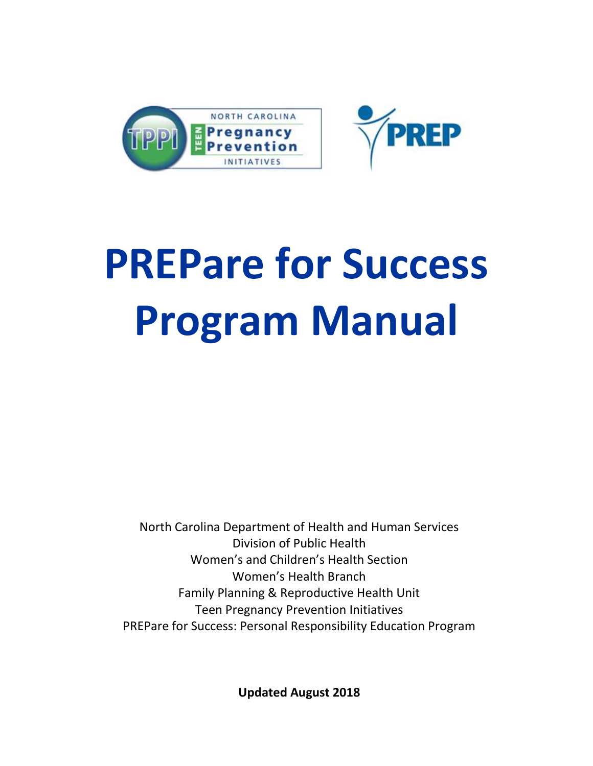# PREPare for Success Program Manual

North Carolina Department of Health and Human Services
Division of Public Health
Women's and Children's Health Section
Women's Health Branch
Family Planning & Reproductive Health Unit
Teen Pregnancy Prevention Initiatives
PREPare for Success: Personal Responsibility Education Program

**Updated August 2018**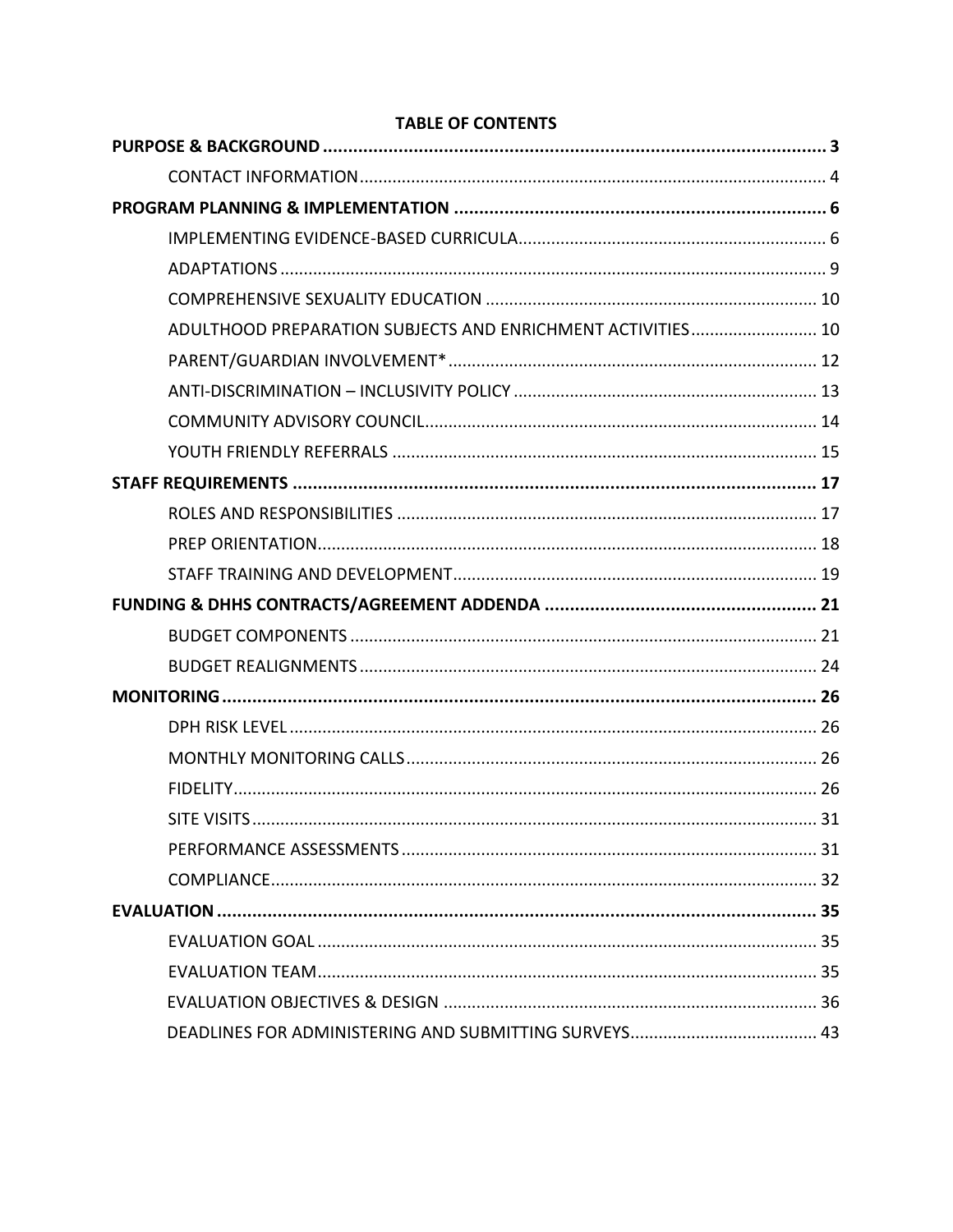**TABLE OF CONTENTS**

**PURPOSE & BACKGROUND** ..... **3**

- CONTACT INFORMATION ..... 4

**PROGRAM PLANNING & IMPLEMENTATION** ..... **6**

- IMPLEMENTING EVIDENCE-BASED CURRICULA ..... 6
- ADAPTATIONS ..... 9
- COMPREHENSIVE SEXUALITY EDUCATION ..... 10
- ADULTHOOD PREPARATION SUBJECTS AND ENRICHMENT ACTIVITIES ..... 10
- PARENT/GUARDIAN INVOLVEMENT* ..... 12
- ANTI-DISCRIMINATION – INCLUSIVITY POLICY ..... 13
- COMMUNITY ADVISORY COUNCIL ..... 14
- YOUTH FRIENDLY REFERRALS ..... 15

**STAFF REQUIREMENTS** ..... **17**

- ROLES AND RESPONSIBILITIES ..... 17
- PREP ORIENTATION ..... 18
- STAFF TRAINING AND DEVELOPMENT ..... 19

**FUNDING & DHHS CONTRACTS/AGREEMENT ADDENDA** ..... **21**

- BUDGET COMPONENTS ..... 21
- BUDGET REALIGNMENTS ..... 24

**MONITORING** ..... **26**

- DPH RISK LEVEL ..... 26
- MONTHLY MONITORING CALLS ..... 26
- FIDELITY ..... 26
- SITE VISITS ..... 31
- PERFORMANCE ASSESSMENTS ..... 31
- COMPLIANCE ..... 32

**EVALUATION** ..... **35**

- EVALUATION GOAL ..... 35
- EVALUATION TEAM ..... 35
- EVALUATION OBJECTIVES & DESIGN ..... 36
- DEADLINES FOR ADMINISTERING AND SUBMITTING SURVEYS ..... 43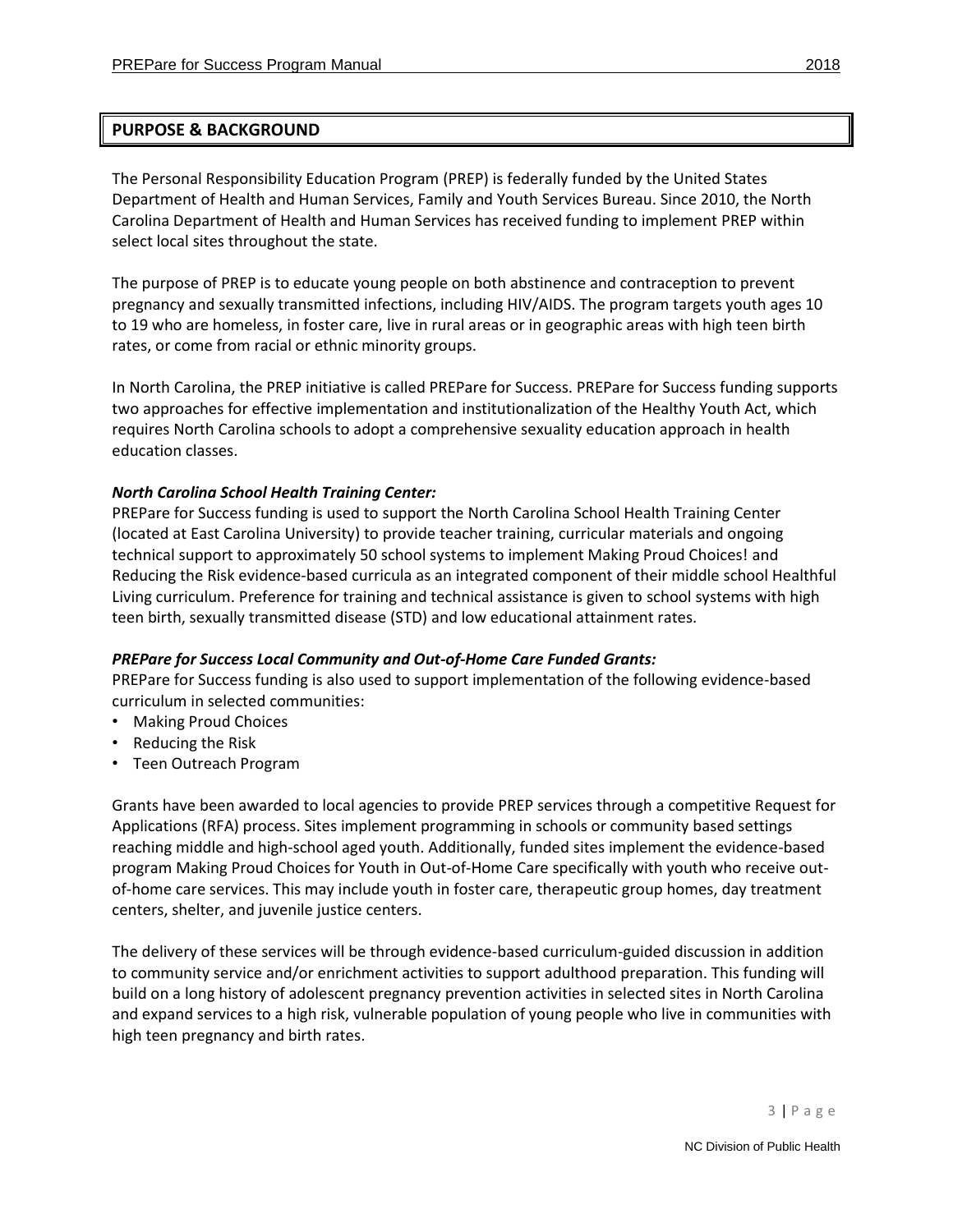## PURPOSE & BACKGROUND

The Personal Responsibility Education Program (PREP) is federally funded by the United States Department of Health and Human Services, Family and Youth Services Bureau. Since 2010, the North Carolina Department of Health and Human Services has received funding to implement PREP within select local sites throughout the state.

The purpose of PREP is to educate young people on both abstinence and contraception to prevent pregnancy and sexually transmitted infections, including HIV/AIDS. The program targets youth ages 10 to 19 who are homeless, in foster care, live in rural areas or in geographic areas with high teen birth rates, or come from racial or ethnic minority groups.

In North Carolina, the PREP initiative is called PREPare for Success. PREPare for Success funding supports two approaches for effective implementation and institutionalization of the Healthy Youth Act, which requires North Carolina schools to adopt a comprehensive sexuality education approach in health education classes.

***North Carolina School Health Training Center:***
PREPare for Success funding is used to support the North Carolina School Health Training Center (located at East Carolina University) to provide teacher training, curricular materials and ongoing technical support to approximately 50 school systems to implement Making Proud Choices! and Reducing the Risk evidence-based curricula as an integrated component of their middle school Healthful Living curriculum. Preference for training and technical assistance is given to school systems with high teen birth, sexually transmitted disease (STD) and low educational attainment rates.

***PREPare for Success Local Community and Out-of-Home Care Funded Grants:***
PREPare for Success funding is also used to support implementation of the following evidence-based curriculum in selected communities:

- Making Proud Choices
- Reducing the Risk
- Teen Outreach Program

Grants have been awarded to local agencies to provide PREP services through a competitive Request for Applications (RFA) process. Sites implement programming in schools or community based settings reaching middle and high-school aged youth. Additionally, funded sites implement the evidence-based program Making Proud Choices for Youth in Out-of-Home Care specifically with youth who receive out-of-home care services. This may include youth in foster care, therapeutic group homes, day treatment centers, shelter, and juvenile justice centers.

The delivery of these services will be through evidence-based curriculum-guided discussion in addition to community service and/or enrichment activities to support adulthood preparation. This funding will build on a long history of adolescent pregnancy prevention activities in selected sites in North Carolina and expand services to a high risk, vulnerable population of young people who live in communities with high teen pregnancy and birth rates.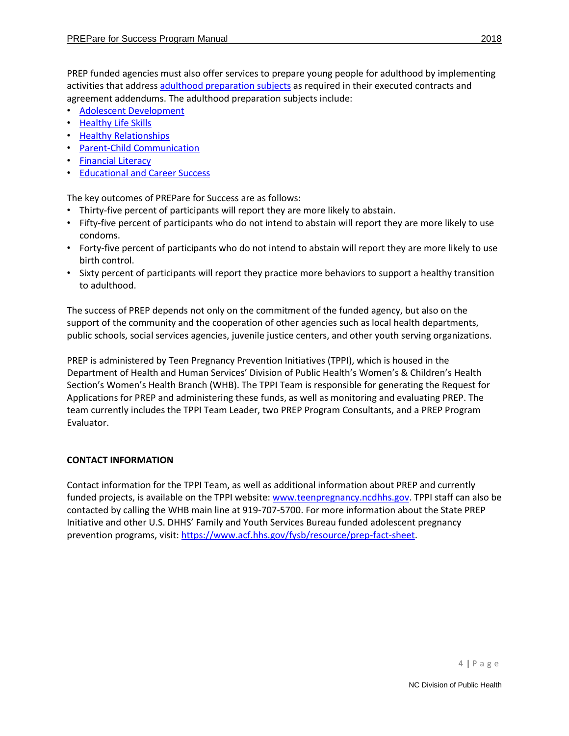PREP funded agencies must also offer services to prepare young people for adulthood by implementing activities that address adulthood preparation subjects as required in their executed contracts and agreement addendums. The adulthood preparation subjects include:

- Adolescent Development
- Healthy Life Skills
- Healthy Relationships
- Parent-Child Communication
- Financial Literacy
- Educational and Career Success

The key outcomes of PREPare for Success are as follows:

- Thirty-five percent of participants will report they are more likely to abstain.
- Fifty-five percent of participants who do not intend to abstain will report they are more likely to use condoms.
- Forty-five percent of participants who do not intend to abstain will report they are more likely to use birth control.
- Sixty percent of participants will report they practice more behaviors to support a healthy transition to adulthood.

The success of PREP depends not only on the commitment of the funded agency, but also on the support of the community and the cooperation of other agencies such as local health departments, public schools, social services agencies, juvenile justice centers, and other youth serving organizations.

PREP is administered by Teen Pregnancy Prevention Initiatives (TPPI), which is housed in the Department of Health and Human Services' Division of Public Health's Women's & Children's Health Section's Women's Health Branch (WHB). The TPPI Team is responsible for generating the Request for Applications for PREP and administering these funds, as well as monitoring and evaluating PREP. The team currently includes the TPPI Team Leader, two PREP Program Consultants, and a PREP Program Evaluator.

**CONTACT INFORMATION**

Contact information for the TPPI Team, as well as additional information about PREP and currently funded projects, is available on the TPPI website: www.teenpregnancy.ncdhhs.gov. TPPI staff can also be contacted by calling the WHB main line at 919-707-5700. For more information about the State PREP Initiative and other U.S. DHHS' Family and Youth Services Bureau funded adolescent pregnancy prevention programs, visit: https://www.acf.hhs.gov/fysb/resource/prep-fact-sheet.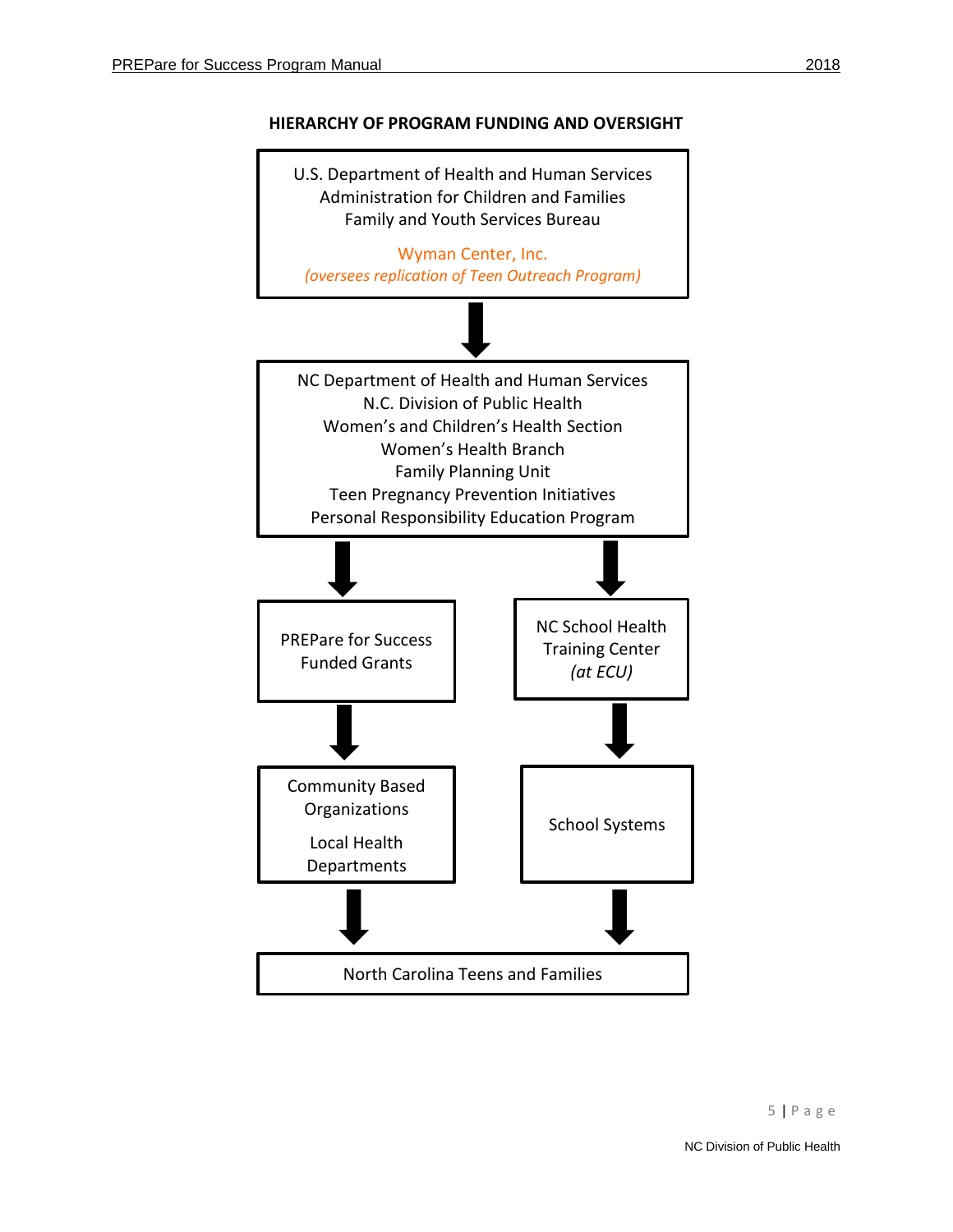**HIERARCHY OF PROGRAM FUNDING AND OVERSIGHT**

U.S. Department of Health and Human Services
Administration for Children and Families
Family and Youth Services Bureau

Wyman Center, Inc.
*(oversees replication of Teen Outreach Program)*

↓

NC Department of Health and Human Services
N.C. Division of Public Health
Women's and Children's Health Section
Women's Health Branch
Family Planning Unit
Teen Pregnancy Prevention Initiatives
Personal Responsibility Education Program

↓ ↓

PREPare for Success Funded Grants

↓

Community Based Organizations

Local Health Departments

↓

NC School Health Training Center *(at ECU)*

↓

School Systems

↓ ↓

North Carolina Teens and Families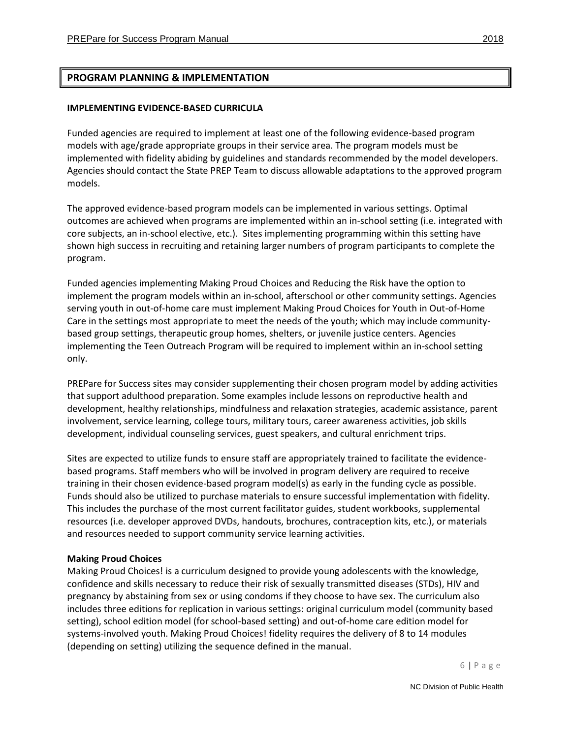## PROGRAM PLANNING & IMPLEMENTATION

### IMPLEMENTING EVIDENCE-BASED CURRICULA

Funded agencies are required to implement at least one of the following evidence-based program models with age/grade appropriate groups in their service area. The program models must be implemented with fidelity abiding by guidelines and standards recommended by the model developers. Agencies should contact the State PREP Team to discuss allowable adaptations to the approved program models.

The approved evidence-based program models can be implemented in various settings. Optimal outcomes are achieved when programs are implemented within an in-school setting (i.e. integrated with core subjects, an in-school elective, etc.). Sites implementing programming within this setting have shown high success in recruiting and retaining larger numbers of program participants to complete the program.

Funded agencies implementing Making Proud Choices and Reducing the Risk have the option to implement the program models within an in-school, afterschool or other community settings. Agencies serving youth in out-of-home care must implement Making Proud Choices for Youth in Out-of-Home Care in the settings most appropriate to meet the needs of the youth; which may include community-based group settings, therapeutic group homes, shelters, or juvenile justice centers. Agencies implementing the Teen Outreach Program will be required to implement within an in-school setting only.

PREPare for Success sites may consider supplementing their chosen program model by adding activities that support adulthood preparation. Some examples include lessons on reproductive health and development, healthy relationships, mindfulness and relaxation strategies, academic assistance, parent involvement, service learning, college tours, military tours, career awareness activities, job skills development, individual counseling services, guest speakers, and cultural enrichment trips.

Sites are expected to utilize funds to ensure staff are appropriately trained to facilitate the evidence-based programs. Staff members who will be involved in program delivery are required to receive training in their chosen evidence-based program model(s) as early in the funding cycle as possible. Funds should also be utilized to purchase materials to ensure successful implementation with fidelity. This includes the purchase of the most current facilitator guides, student workbooks, supplemental resources (i.e. developer approved DVDs, handouts, brochures, contraception kits, etc.), or materials and resources needed to support community service learning activities.

**Making Proud Choices**
Making Proud Choices! is a curriculum designed to provide young adolescents with the knowledge, confidence and skills necessary to reduce their risk of sexually transmitted diseases (STDs), HIV and pregnancy by abstaining from sex or using condoms if they choose to have sex. The curriculum also includes three editions for replication in various settings: original curriculum model (community based setting), school edition model (for school-based setting) and out-of-home care edition model for systems-involved youth. Making Proud Choices! fidelity requires the delivery of 8 to 14 modules (depending on setting) utilizing the sequence defined in the manual.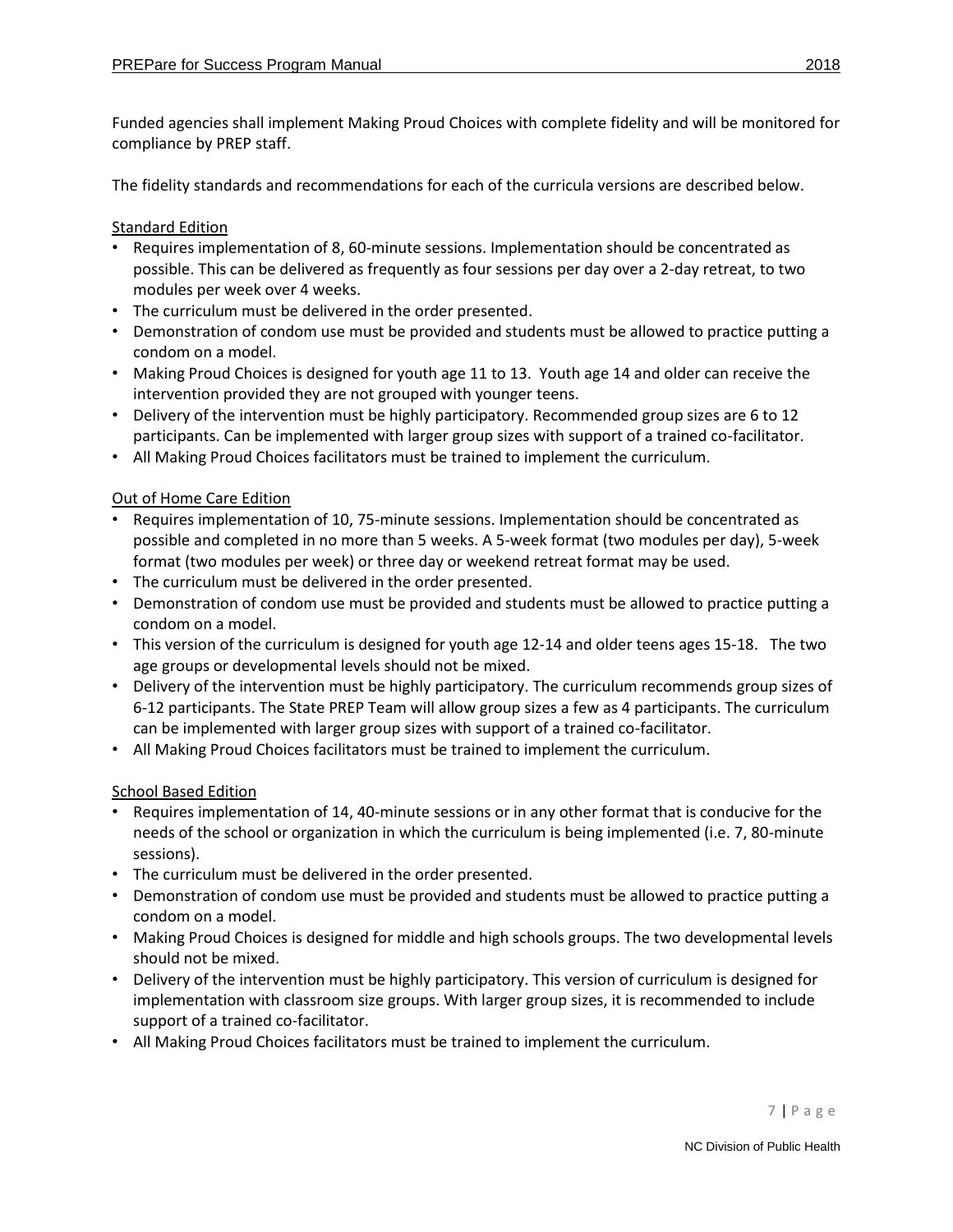Funded agencies shall implement Making Proud Choices with complete fidelity and will be monitored for compliance by PREP staff.

The fidelity standards and recommendations for each of the curricula versions are described below.

Standard Edition

- Requires implementation of 8, 60-minute sessions. Implementation should be concentrated as possible. This can be delivered as frequently as four sessions per day over a 2-day retreat, to two modules per week over 4 weeks.
- The curriculum must be delivered in the order presented.
- Demonstration of condom use must be provided and students must be allowed to practice putting a condom on a model.
- Making Proud Choices is designed for youth age 11 to 13. Youth age 14 and older can receive the intervention provided they are not grouped with younger teens.
- Delivery of the intervention must be highly participatory. Recommended group sizes are 6 to 12 participants. Can be implemented with larger group sizes with support of a trained co-facilitator.
- All Making Proud Choices facilitators must be trained to implement the curriculum.

Out of Home Care Edition

- Requires implementation of 10, 75-minute sessions. Implementation should be concentrated as possible and completed in no more than 5 weeks. A 5-week format (two modules per day), 5-week format (two modules per week) or three day or weekend retreat format may be used.
- The curriculum must be delivered in the order presented.
- Demonstration of condom use must be provided and students must be allowed to practice putting a condom on a model.
- This version of the curriculum is designed for youth age 12-14 and older teens ages 15-18. The two age groups or developmental levels should not be mixed.
- Delivery of the intervention must be highly participatory. The curriculum recommends group sizes of 6-12 participants. The State PREP Team will allow group sizes a few as 4 participants. The curriculum can be implemented with larger group sizes with support of a trained co-facilitator.
- All Making Proud Choices facilitators must be trained to implement the curriculum.

School Based Edition

- Requires implementation of 14, 40-minute sessions or in any other format that is conducive for the needs of the school or organization in which the curriculum is being implemented (i.e. 7, 80-minute sessions).
- The curriculum must be delivered in the order presented.
- Demonstration of condom use must be provided and students must be allowed to practice putting a condom on a model.
- Making Proud Choices is designed for middle and high schools groups. The two developmental levels should not be mixed.
- Delivery of the intervention must be highly participatory. This version of curriculum is designed for implementation with classroom size groups. With larger group sizes, it is recommended to include support of a trained co-facilitator.
- All Making Proud Choices facilitators must be trained to implement the curriculum.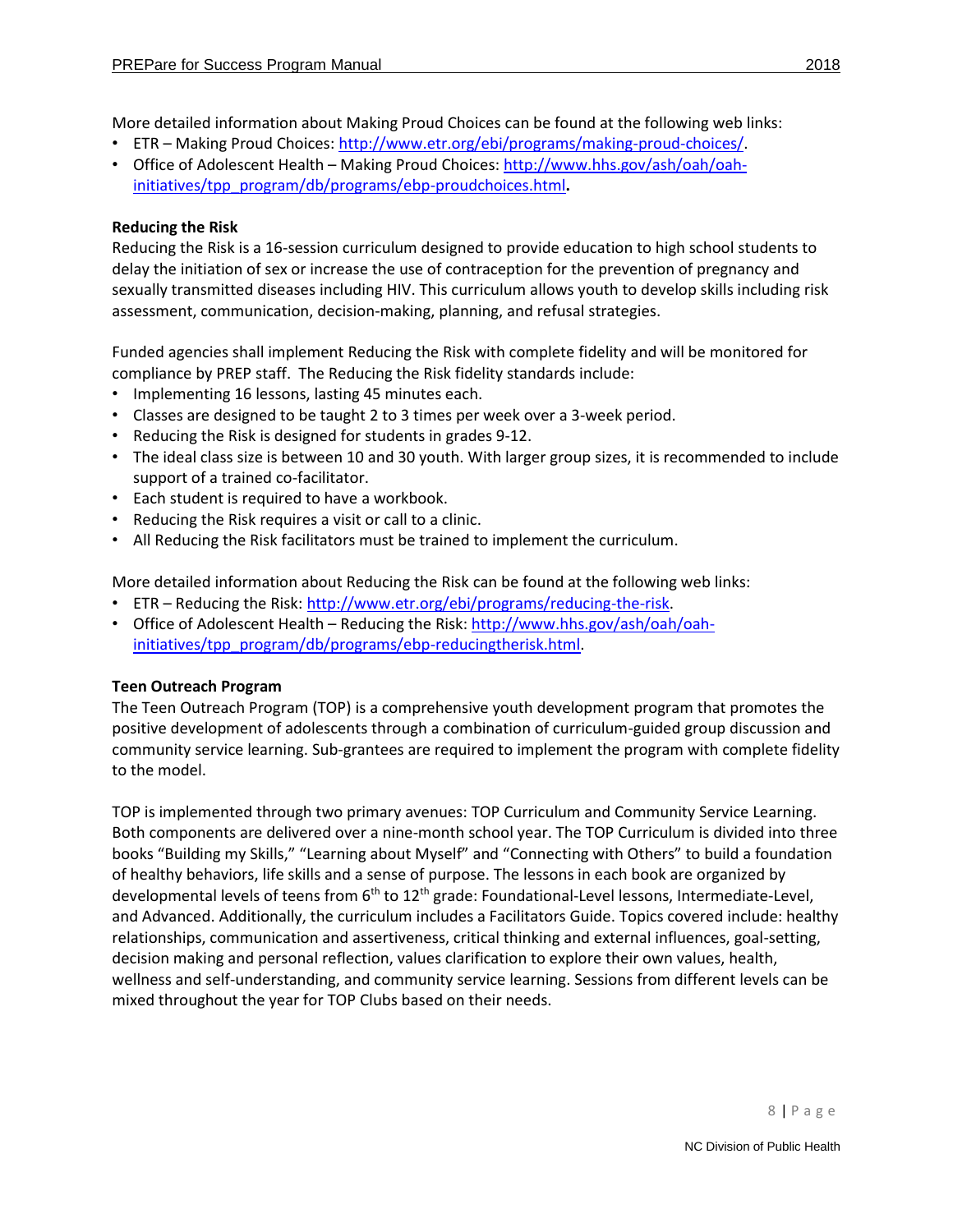More detailed information about Making Proud Choices can be found at the following web links:

- ETR – Making Proud Choices: http://www.etr.org/ebi/programs/making-proud-choices/.
- Office of Adolescent Health – Making Proud Choices: http://www.hhs.gov/ash/oah/oah-initiatives/tpp_program/db/programs/ebp-proudchoices.html.

**Reducing the Risk**

Reducing the Risk is a 16-session curriculum designed to provide education to high school students to delay the initiation of sex or increase the use of contraception for the prevention of pregnancy and sexually transmitted diseases including HIV. This curriculum allows youth to develop skills including risk assessment, communication, decision-making, planning, and refusal strategies.

Funded agencies shall implement Reducing the Risk with complete fidelity and will be monitored for compliance by PREP staff. The Reducing the Risk fidelity standards include:

- Implementing 16 lessons, lasting 45 minutes each.
- Classes are designed to be taught 2 to 3 times per week over a 3-week period.
- Reducing the Risk is designed for students in grades 9-12.
- The ideal class size is between 10 and 30 youth. With larger group sizes, it is recommended to include support of a trained co-facilitator.
- Each student is required to have a workbook.
- Reducing the Risk requires a visit or call to a clinic.
- All Reducing the Risk facilitators must be trained to implement the curriculum.

More detailed information about Reducing the Risk can be found at the following web links:

- ETR – Reducing the Risk: http://www.etr.org/ebi/programs/reducing-the-risk.
- Office of Adolescent Health – Reducing the Risk: http://www.hhs.gov/ash/oah/oah-initiatives/tpp_program/db/programs/ebp-reducingtherisk.html.

**Teen Outreach Program**

The Teen Outreach Program (TOP) is a comprehensive youth development program that promotes the positive development of adolescents through a combination of curriculum-guided group discussion and community service learning. Sub-grantees are required to implement the program with complete fidelity to the model.

TOP is implemented through two primary avenues: TOP Curriculum and Community Service Learning. Both components are delivered over a nine-month school year. The TOP Curriculum is divided into three books "Building my Skills," "Learning about Myself" and "Connecting with Others" to build a foundation of healthy behaviors, life skills and a sense of purpose. The lessons in each book are organized by developmental levels of teens from 6th to 12th grade: Foundational-Level lessons, Intermediate-Level, and Advanced. Additionally, the curriculum includes a Facilitators Guide. Topics covered include: healthy relationships, communication and assertiveness, critical thinking and external influences, goal-setting, decision making and personal reflection, values clarification to explore their own values, health, wellness and self-understanding, and community service learning. Sessions from different levels can be mixed throughout the year for TOP Clubs based on their needs.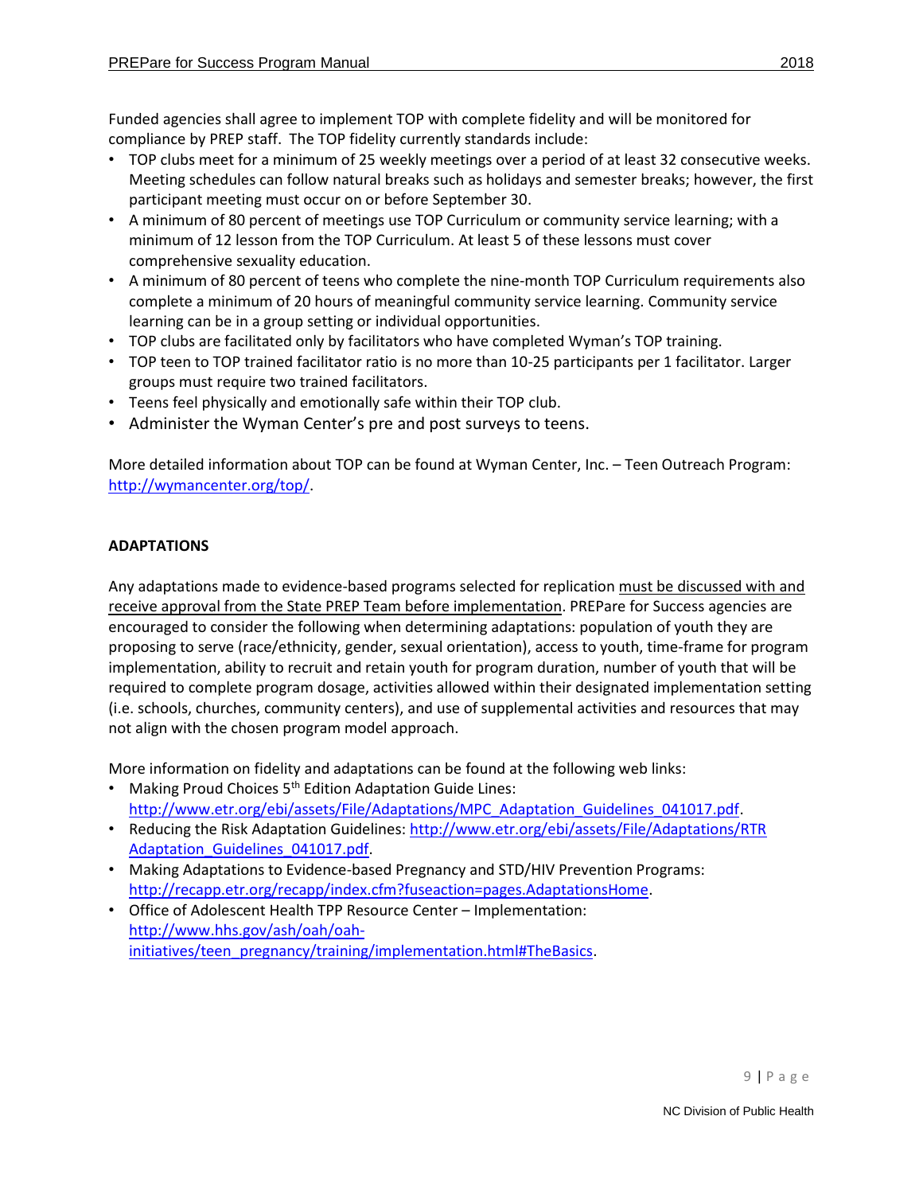Funded agencies shall agree to implement TOP with complete fidelity and will be monitored for compliance by PREP staff. The TOP fidelity currently standards include:

- TOP clubs meet for a minimum of 25 weekly meetings over a period of at least 32 consecutive weeks. Meeting schedules can follow natural breaks such as holidays and semester breaks; however, the first participant meeting must occur on or before September 30.
- A minimum of 80 percent of meetings use TOP Curriculum or community service learning; with a minimum of 12 lesson from the TOP Curriculum. At least 5 of these lessons must cover comprehensive sexuality education.
- A minimum of 80 percent of teens who complete the nine-month TOP Curriculum requirements also complete a minimum of 20 hours of meaningful community service learning. Community service learning can be in a group setting or individual opportunities.
- TOP clubs are facilitated only by facilitators who have completed Wyman's TOP training.
- TOP teen to TOP trained facilitator ratio is no more than 10-25 participants per 1 facilitator. Larger groups must require two trained facilitators.
- Teens feel physically and emotionally safe within their TOP club.
- Administer the Wyman Center's pre and post surveys to teens.

More detailed information about TOP can be found at Wyman Center, Inc. – Teen Outreach Program: http://wymancenter.org/top/.

## ADAPTATIONS

Any adaptations made to evidence-based programs selected for replication must be discussed with and receive approval from the State PREP Team before implementation. PREPare for Success agencies are encouraged to consider the following when determining adaptations: population of youth they are proposing to serve (race/ethnicity, gender, sexual orientation), access to youth, time-frame for program implementation, ability to recruit and retain youth for program duration, number of youth that will be required to complete program dosage, activities allowed within their designated implementation setting (i.e. schools, churches, community centers), and use of supplemental activities and resources that may not align with the chosen program model approach.

More information on fidelity and adaptations can be found at the following web links:

- Making Proud Choices 5th Edition Adaptation Guide Lines: http://www.etr.org/ebi/assets/File/Adaptations/MPC_Adaptation_Guidelines_041017.pdf.
- Reducing the Risk Adaptation Guidelines: http://www.etr.org/ebi/assets/File/Adaptations/RTR Adaptation_Guidelines_041017.pdf.
- Making Adaptations to Evidence-based Pregnancy and STD/HIV Prevention Programs: http://recapp.etr.org/recapp/index.cfm?fuseaction=pages.AdaptationsHome.
- Office of Adolescent Health TPP Resource Center – Implementation: http://www.hhs.gov/ash/oah/oah-initiatives/teen_pregnancy/training/implementation.html#TheBasics.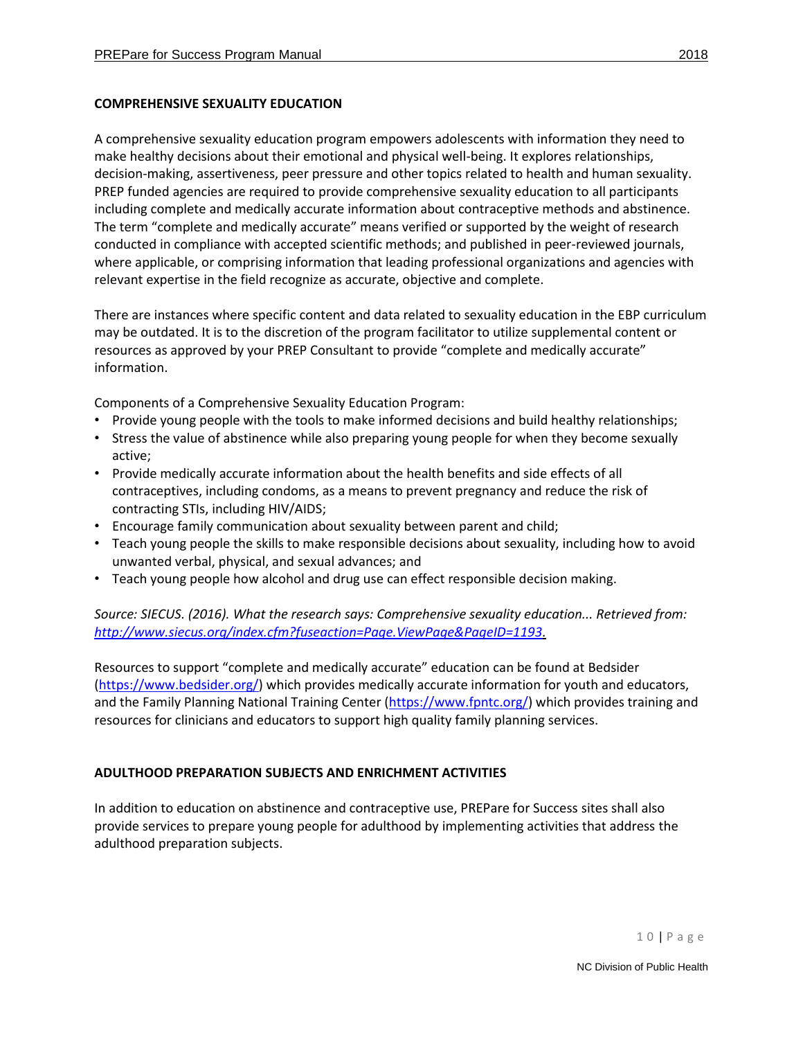## COMPREHENSIVE SEXUALITY EDUCATION

A comprehensive sexuality education program empowers adolescents with information they need to make healthy decisions about their emotional and physical well-being. It explores relationships, decision-making, assertiveness, peer pressure and other topics related to health and human sexuality. PREP funded agencies are required to provide comprehensive sexuality education to all participants including complete and medically accurate information about contraceptive methods and abstinence. The term "complete and medically accurate" means verified or supported by the weight of research conducted in compliance with accepted scientific methods; and published in peer-reviewed journals, where applicable, or comprising information that leading professional organizations and agencies with relevant expertise in the field recognize as accurate, objective and complete.

There are instances where specific content and data related to sexuality education in the EBP curriculum may be outdated. It is to the discretion of the program facilitator to utilize supplemental content or resources as approved by your PREP Consultant to provide "complete and medically accurate" information.

Components of a Comprehensive Sexuality Education Program:

- Provide young people with the tools to make informed decisions and build healthy relationships;
- Stress the value of abstinence while also preparing young people for when they become sexually active;
- Provide medically accurate information about the health benefits and side effects of all contraceptives, including condoms, as a means to prevent pregnancy and reduce the risk of contracting STIs, including HIV/AIDS;
- Encourage family communication about sexuality between parent and child;
- Teach young people the skills to make responsible decisions about sexuality, including how to avoid unwanted verbal, physical, and sexual advances; and
- Teach young people how alcohol and drug use can effect responsible decision making.

*Source: SIECUS. (2016). What the research says: Comprehensive sexuality education... Retrieved from: [http://www.siecus.org/index.cfm?fuseaction=Page.ViewPage&PageID=1193](http://www.siecus.org/index.cfm?fuseaction=Page.ViewPage&PageID=1193).*

Resources to support "complete and medically accurate" education can be found at Bedsider ([https://www.bedsider.org/](https://www.bedsider.org/)) which provides medically accurate information for youth and educators, and the Family Planning National Training Center ([https://www.fpntc.org/](https://www.fpntc.org/)) which provides training and resources for clinicians and educators to support high quality family planning services.

## ADULTHOOD PREPARATION SUBJECTS AND ENRICHMENT ACTIVITIES

In addition to education on abstinence and contraceptive use, PREPare for Success sites shall also provide services to prepare young people for adulthood by implementing activities that address the adulthood preparation subjects.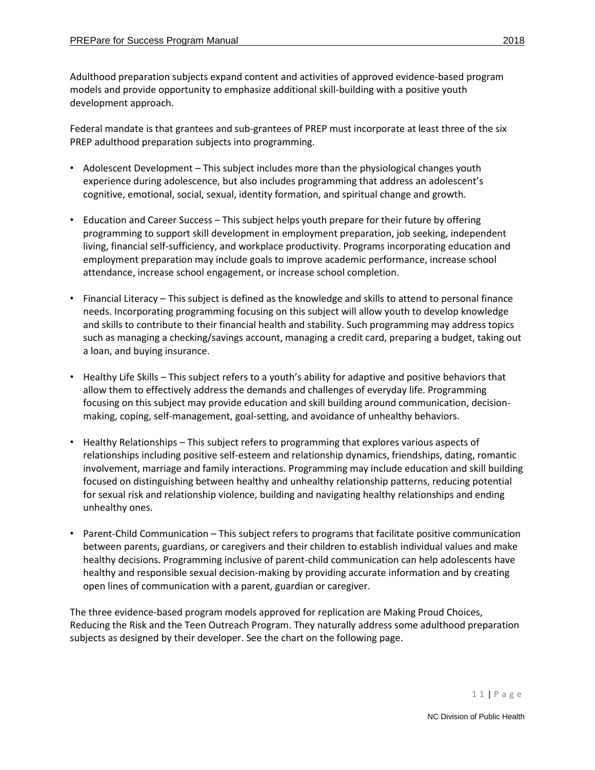Adulthood preparation subjects expand content and activities of approved evidence-based program models and provide opportunity to emphasize additional skill-building with a positive youth development approach.

Federal mandate is that grantees and sub-grantees of PREP must incorporate at least three of the six PREP adulthood preparation subjects into programming.

- Adolescent Development – This subject includes more than the physiological changes youth experience during adolescence, but also includes programming that address an adolescent's cognitive, emotional, social, sexual, identity formation, and spiritual change and growth.

- Education and Career Success – This subject helps youth prepare for their future by offering programming to support skill development in employment preparation, job seeking, independent living, financial self-sufficiency, and workplace productivity. Programs incorporating education and employment preparation may include goals to improve academic performance, increase school attendance, increase school engagement, or increase school completion.

- Financial Literacy – This subject is defined as the knowledge and skills to attend to personal finance needs. Incorporating programming focusing on this subject will allow youth to develop knowledge and skills to contribute to their financial health and stability. Such programming may address topics such as managing a checking/savings account, managing a credit card, preparing a budget, taking out a loan, and buying insurance.

- Healthy Life Skills – This subject refers to a youth's ability for adaptive and positive behaviors that allow them to effectively address the demands and challenges of everyday life. Programming focusing on this subject may provide education and skill building around communication, decision-making, coping, self-management, goal-setting, and avoidance of unhealthy behaviors.

- Healthy Relationships – This subject refers to programming that explores various aspects of relationships including positive self-esteem and relationship dynamics, friendships, dating, romantic involvement, marriage and family interactions. Programming may include education and skill building focused on distinguishing between healthy and unhealthy relationship patterns, reducing potential for sexual risk and relationship violence, building and navigating healthy relationships and ending unhealthy ones.

- Parent-Child Communication – This subject refers to programs that facilitate positive communication between parents, guardians, or caregivers and their children to establish individual values and make healthy decisions. Programming inclusive of parent-child communication can help adolescents have healthy and responsible sexual decision-making by providing accurate information and by creating open lines of communication with a parent, guardian or caregiver.

The three evidence-based program models approved for replication are Making Proud Choices, Reducing the Risk and the Teen Outreach Program. They naturally address some adulthood preparation subjects as designed by their developer. See the chart on the following page.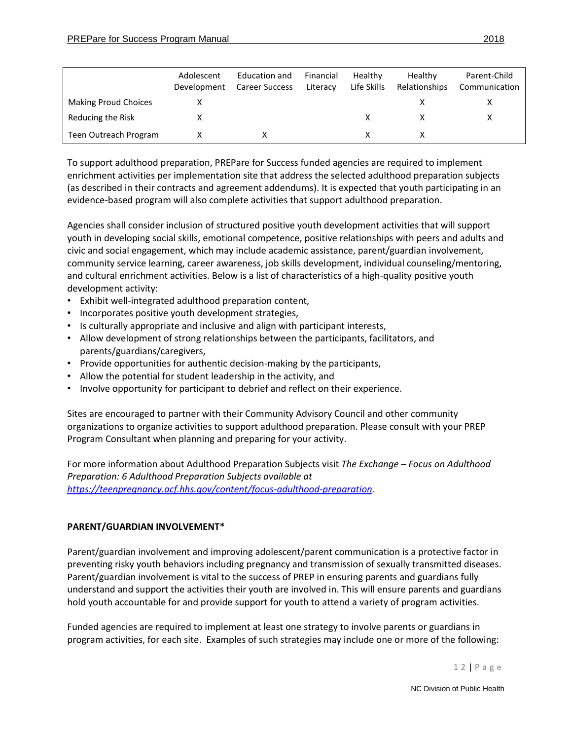| | Adolescent Development | Education and Career Success | Financial Literacy | Healthy Life Skills | Healthy Relationships | Parent-Child Communication |
|---|---|---|---|---|---|---|
| Making Proud Choices | X | | | | X | X |
| Reducing the Risk | X | | | X | X | X |
| Teen Outreach Program | X | X | | X | X | |

To support adulthood preparation, PREPare for Success funded agencies are required to implement enrichment activities per implementation site that address the selected adulthood preparation subjects (as described in their contracts and agreement addendums). It is expected that youth participating in an evidence-based program will also complete activities that support adulthood preparation.

Agencies shall consider inclusion of structured positive youth development activities that will support youth in developing social skills, emotional competence, positive relationships with peers and adults and civic and social engagement, which may include academic assistance, parent/guardian involvement, community service learning, career awareness, job skills development, individual counseling/mentoring, and cultural enrichment activities. Below is a list of characteristics of a high-quality positive youth development activity:

- Exhibit well-integrated adulthood preparation content,
- Incorporates positive youth development strategies,
- Is culturally appropriate and inclusive and align with participant interests,
- Allow development of strong relationships between the participants, facilitators, and parents/guardians/caregivers,
- Provide opportunities for authentic decision-making by the participants,
- Allow the potential for student leadership in the activity, and
- Involve opportunity for participant to debrief and reflect on their experience.

Sites are encouraged to partner with their Community Advisory Council and other community organizations to organize activities to support adulthood preparation. Please consult with your PREP Program Consultant when planning and preparing for your activity.

For more information about Adulthood Preparation Subjects visit *The Exchange – Focus on Adulthood Preparation: 6 Adulthood Preparation Subjects available at [https://teenpregnancy.acf.hhs.gov/content/focus-adulthood-preparation](https://teenpregnancy.acf.hhs.gov/content/focus-adulthood-preparation).*

**PARENT/GUARDIAN INVOLVEMENT***

Parent/guardian involvement and improving adolescent/parent communication is a protective factor in preventing risky youth behaviors including pregnancy and transmission of sexually transmitted diseases. Parent/guardian involvement is vital to the success of PREP in ensuring parents and guardians fully understand and support the activities their youth are involved in. This will ensure parents and guardians hold youth accountable for and provide support for youth to attend a variety of program activities.

Funded agencies are required to implement at least one strategy to involve parents or guardians in program activities, for each site. Examples of such strategies may include one or more of the following: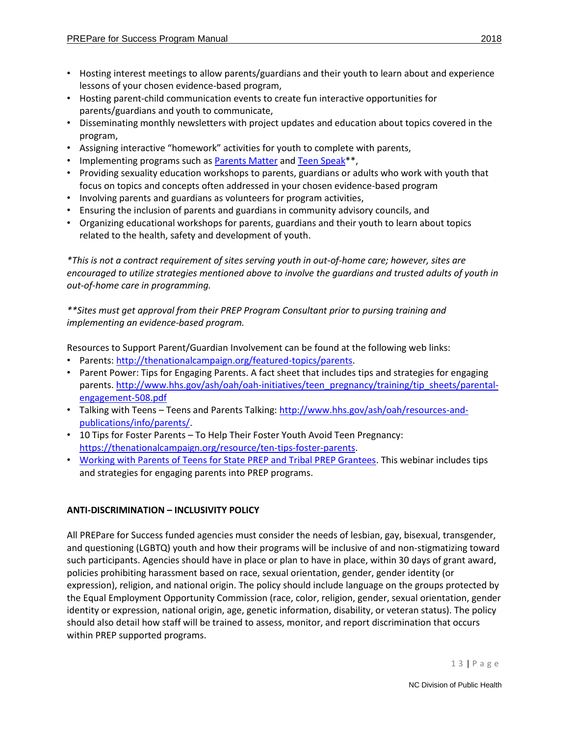- Hosting interest meetings to allow parents/guardians and their youth to learn about and experience lessons of your chosen evidence-based program,
- Hosting parent-child communication events to create fun interactive opportunities for parents/guardians and youth to communicate,
- Disseminating monthly newsletters with project updates and education about topics covered in the program,
- Assigning interactive "homework" activities for youth to complete with parents,
- Implementing programs such as Parents Matter and Teen Speak**,
- Providing sexuality education workshops to parents, guardians or adults who work with youth that focus on topics and concepts often addressed in your chosen evidence-based program
- Involving parents and guardians as volunteers for program activities,
- Ensuring the inclusion of parents and guardians in community advisory councils, and
- Organizing educational workshops for parents, guardians and their youth to learn about topics related to the health, safety and development of youth.

*\*This is not a contract requirement of sites serving youth in out-of-home care; however, sites are encouraged to utilize strategies mentioned above to involve the guardians and trusted adults of youth in out-of-home care in programming.*

*\*\*Sites must get approval from their PREP Program Consultant prior to pursing training and implementing an evidence-based program.*

Resources to Support Parent/Guardian Involvement can be found at the following web links:

- Parents: http://thenationalcampaign.org/featured-topics/parents.
- Parent Power: Tips for Engaging Parents. A fact sheet that includes tips and strategies for engaging parents. http://www.hhs.gov/ash/oah/oah-initiatives/teen_pregnancy/training/tip_sheets/parental-engagement-508.pdf
- Talking with Teens – Teens and Parents Talking: http://www.hhs.gov/ash/oah/resources-and-publications/info/parents/.
- 10 Tips for Foster Parents – To Help Their Foster Youth Avoid Teen Pregnancy: https://thenationalcampaign.org/resource/ten-tips-foster-parents.
- Working with Parents of Teens for State PREP and Tribal PREP Grantees. This webinar includes tips and strategies for engaging parents into PREP programs.

## ANTI-DISCRIMINATION – INCLUSIVITY POLICY

All PREPare for Success funded agencies must consider the needs of lesbian, gay, bisexual, transgender, and questioning (LGBTQ) youth and how their programs will be inclusive of and non-stigmatizing toward such participants. Agencies should have in place or plan to have in place, within 30 days of grant award, policies prohibiting harassment based on race, sexual orientation, gender, gender identity (or expression), religion, and national origin. The policy should include language on the groups protected by the Equal Employment Opportunity Commission (race, color, religion, gender, sexual orientation, gender identity or expression, national origin, age, genetic information, disability, or veteran status). The policy should also detail how staff will be trained to assess, monitor, and report discrimination that occurs within PREP supported programs.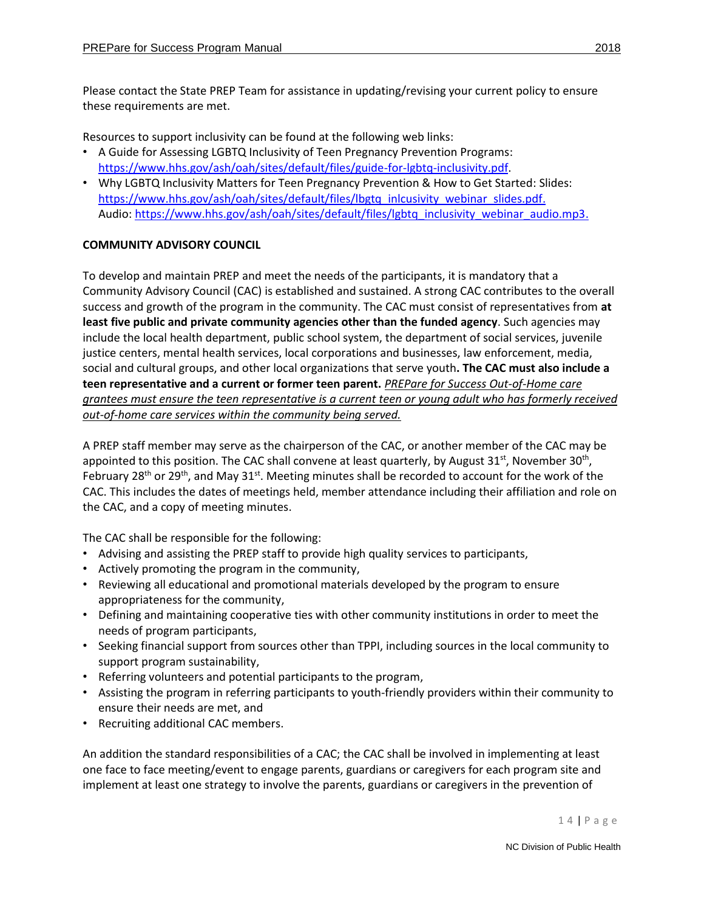Please contact the State PREP Team for assistance in updating/revising your current policy to ensure these requirements are met.

Resources to support inclusivity can be found at the following web links:

- A Guide for Assessing LGBTQ Inclusivity of Teen Pregnancy Prevention Programs: https://www.hhs.gov/ash/oah/sites/default/files/guide-for-lgbtq-inclusivity.pdf.
- Why LGBTQ Inclusivity Matters for Teen Pregnancy Prevention & How to Get Started: Slides: https://www.hhs.gov/ash/oah/sites/default/files/lbgtq_inlcusivity_webinar_slides.pdf.
  Audio: https://www.hhs.gov/ash/oah/sites/default/files/lgbtq_inclusivity_webinar_audio.mp3.

**COMMUNITY ADVISORY COUNCIL**

To develop and maintain PREP and meet the needs of the participants, it is mandatory that a Community Advisory Council (CAC) is established and sustained. A strong CAC contributes to the overall success and growth of the program in the community. The CAC must consist of representatives from **at least five public and private community agencies other than the funded agency**. Such agencies may include the local health department, public school system, the department of social services, juvenile justice centers, mental health services, local corporations and businesses, law enforcement, media, social and cultural groups, and other local organizations that serve youth**. The CAC must also include a teen representative and a current or former teen parent.** _PREPare for Success Out-of-Home care grantees must ensure the teen representative is a current teen or young adult who has formerly received out-of-home care services within the community being served._

A PREP staff member may serve as the chairperson of the CAC, or another member of the CAC may be appointed to this position. The CAC shall convene at least quarterly, by August 31st, November 30th, February 28th or 29th, and May 31st. Meeting minutes shall be recorded to account for the work of the CAC. This includes the dates of meetings held, member attendance including their affiliation and role on the CAC, and a copy of meeting minutes.

The CAC shall be responsible for the following:

- Advising and assisting the PREP staff to provide high quality services to participants,
- Actively promoting the program in the community,
- Reviewing all educational and promotional materials developed by the program to ensure appropriateness for the community,
- Defining and maintaining cooperative ties with other community institutions in order to meet the needs of program participants,
- Seeking financial support from sources other than TPPI, including sources in the local community to support program sustainability,
- Referring volunteers and potential participants to the program,
- Assisting the program in referring participants to youth-friendly providers within their community to ensure their needs are met, and
- Recruiting additional CAC members.

An addition the standard responsibilities of a CAC; the CAC shall be involved in implementing at least one face to face meeting/event to engage parents, guardians or caregivers for each program site and implement at least one strategy to involve the parents, guardians or caregivers in the prevention of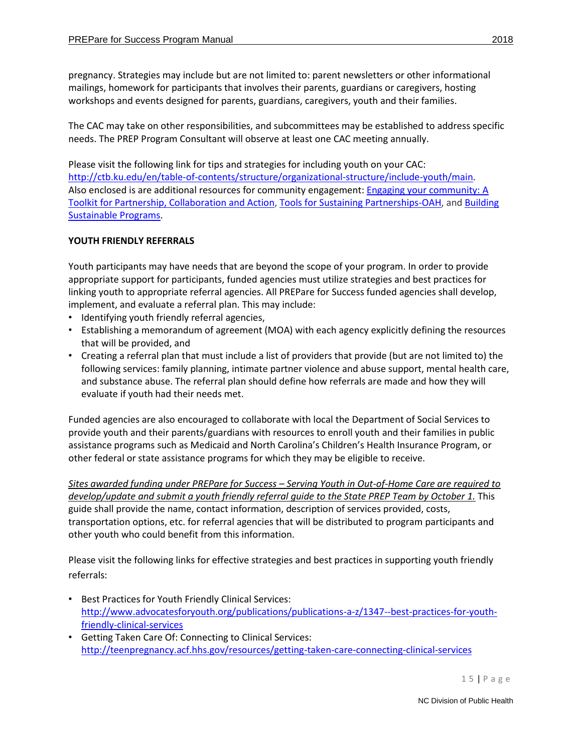pregnancy. Strategies may include but are not limited to: parent newsletters or other informational mailings, homework for participants that involves their parents, guardians or caregivers, hosting workshops and events designed for parents, guardians, caregivers, youth and their families.

The CAC may take on other responsibilities, and subcommittees may be established to address specific needs. The PREP Program Consultant will observe at least one CAC meeting annually.

Please visit the following link for tips and strategies for including youth on your CAC: http://ctb.ku.edu/en/table-of-contents/structure/organizational-structure/include-youth/main. Also enclosed is are additional resources for community engagement: Engaging your community: A Toolkit for Partnership, Collaboration and Action, Tools for Sustaining Partnerships-OAH, and Building Sustainable Programs.

**YOUTH FRIENDLY REFERRALS**

Youth participants may have needs that are beyond the scope of your program. In order to provide appropriate support for participants, funded agencies must utilize strategies and best practices for linking youth to appropriate referral agencies. All PREPare for Success funded agencies shall develop, implement, and evaluate a referral plan. This may include:

- Identifying youth friendly referral agencies,
- Establishing a memorandum of agreement (MOA) with each agency explicitly defining the resources that will be provided, and
- Creating a referral plan that must include a list of providers that provide (but are not limited to) the following services: family planning, intimate partner violence and abuse support, mental health care, and substance abuse. The referral plan should define how referrals are made and how they will evaluate if youth had their needs met.

Funded agencies are also encouraged to collaborate with local the Department of Social Services to provide youth and their parents/guardians with resources to enroll youth and their families in public assistance programs such as Medicaid and North Carolina's Children's Health Insurance Program, or other federal or state assistance programs for which they may be eligible to receive.

*Sites awarded funding under PREPare for Success – Serving Youth in Out-of-Home Care are required to develop/update and submit a youth friendly referral guide to the State PREP Team by October 1.* This guide shall provide the name, contact information, description of services provided, costs, transportation options, etc. for referral agencies that will be distributed to program participants and other youth who could benefit from this information.

Please visit the following links for effective strategies and best practices in supporting youth friendly referrals:

- Best Practices for Youth Friendly Clinical Services: http://www.advocatesforyouth.org/publications/publications-a-z/1347--best-practices-for-youth-friendly-clinical-services
- Getting Taken Care Of: Connecting to Clinical Services: http://teenpregnancy.acf.hhs.gov/resources/getting-taken-care-connecting-clinical-services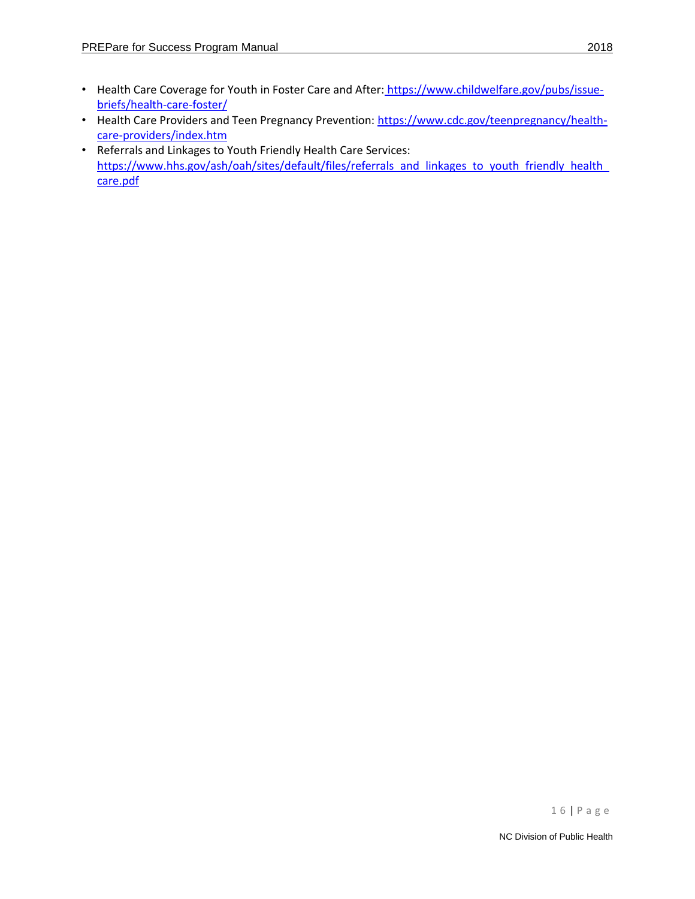- Health Care Coverage for Youth in Foster Care and After: https://www.childwelfare.gov/pubs/issue-briefs/health-care-foster/
- Health Care Providers and Teen Pregnancy Prevention: https://www.cdc.gov/teenpregnancy/health-care-providers/index.htm
- Referrals and Linkages to Youth Friendly Health Care Services: https://www.hhs.gov/ash/oah/sites/default/files/referrals_and_linkages_to_youth_friendly_health_care.pdf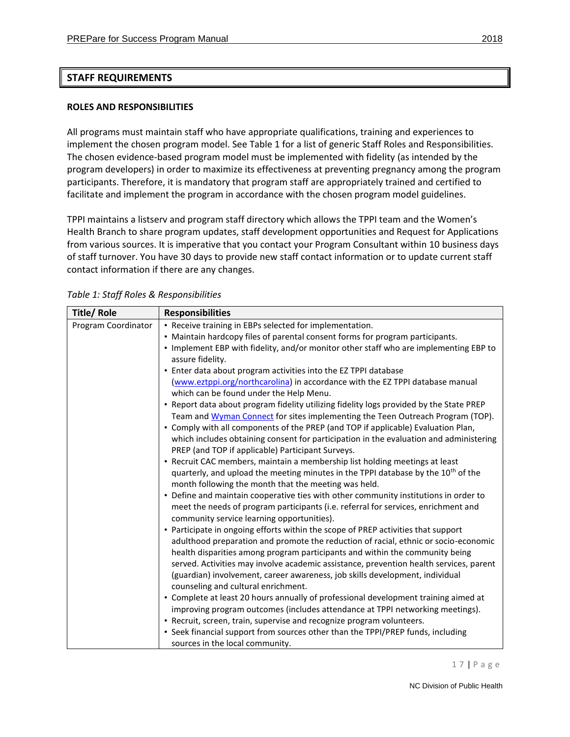## STAFF REQUIREMENTS

### ROLES AND RESPONSIBILITIES

All programs must maintain staff who have appropriate qualifications, training and experiences to implement the chosen program model. See Table 1 for a list of generic Staff Roles and Responsibilities. The chosen evidence-based program model must be implemented with fidelity (as intended by the program developers) in order to maximize its effectiveness at preventing pregnancy among the program participants. Therefore, it is mandatory that program staff are appropriately trained and certified to facilitate and implement the program in accordance with the chosen program model guidelines.

TPPI maintains a listserv and program staff directory which allows the TPPI team and the Women's Health Branch to share program updates, staff development opportunities and Request for Applications from various sources. It is imperative that you contact your Program Consultant within 10 business days of staff turnover. You have 30 days to provide new staff contact information or to update current staff contact information if there are any changes.

*Table 1: Staff Roles & Responsibilities*

| Title/ Role | Responsibilities |
|---|---|
| Program Coordinator | • Receive training in EBPs selected for implementation.<br>• Maintain hardcopy files of parental consent forms for program participants.<br>• Implement EBP with fidelity, and/or monitor other staff who are implementing EBP to assure fidelity.<br>• Enter data about program activities into the EZ TPPI database (www.eztppi.org/northcarolina) in accordance with the EZ TPPI database manual which can be found under the Help Menu.<br>• Report data about program fidelity utilizing fidelity logs provided by the State PREP Team and Wyman Connect for sites implementing the Teen Outreach Program (TOP).<br>• Comply with all components of the PREP (and TOP if applicable) Evaluation Plan, which includes obtaining consent for participation in the evaluation and administering PREP (and TOP if applicable) Participant Surveys.<br>• Recruit CAC members, maintain a membership list holding meetings at least quarterly, and upload the meeting minutes in the TPPI database by the 10th of the month following the month that the meeting was held.<br>• Define and maintain cooperative ties with other community institutions in order to meet the needs of program participants (i.e. referral for services, enrichment and community service learning opportunities).<br>• Participate in ongoing efforts within the scope of PREP activities that support adulthood preparation and promote the reduction of racial, ethnic or socio-economic health disparities among program participants and within the community being served. Activities may involve academic assistance, prevention health services, parent (guardian) involvement, career awareness, job skills development, individual counseling and cultural enrichment.<br>• Complete at least 20 hours annually of professional development training aimed at improving program outcomes (includes attendance at TPPI networking meetings).<br>• Recruit, screen, train, supervise and recognize program volunteers.<br>• Seek financial support from sources other than the TPPI/PREP funds, including sources in the local community. |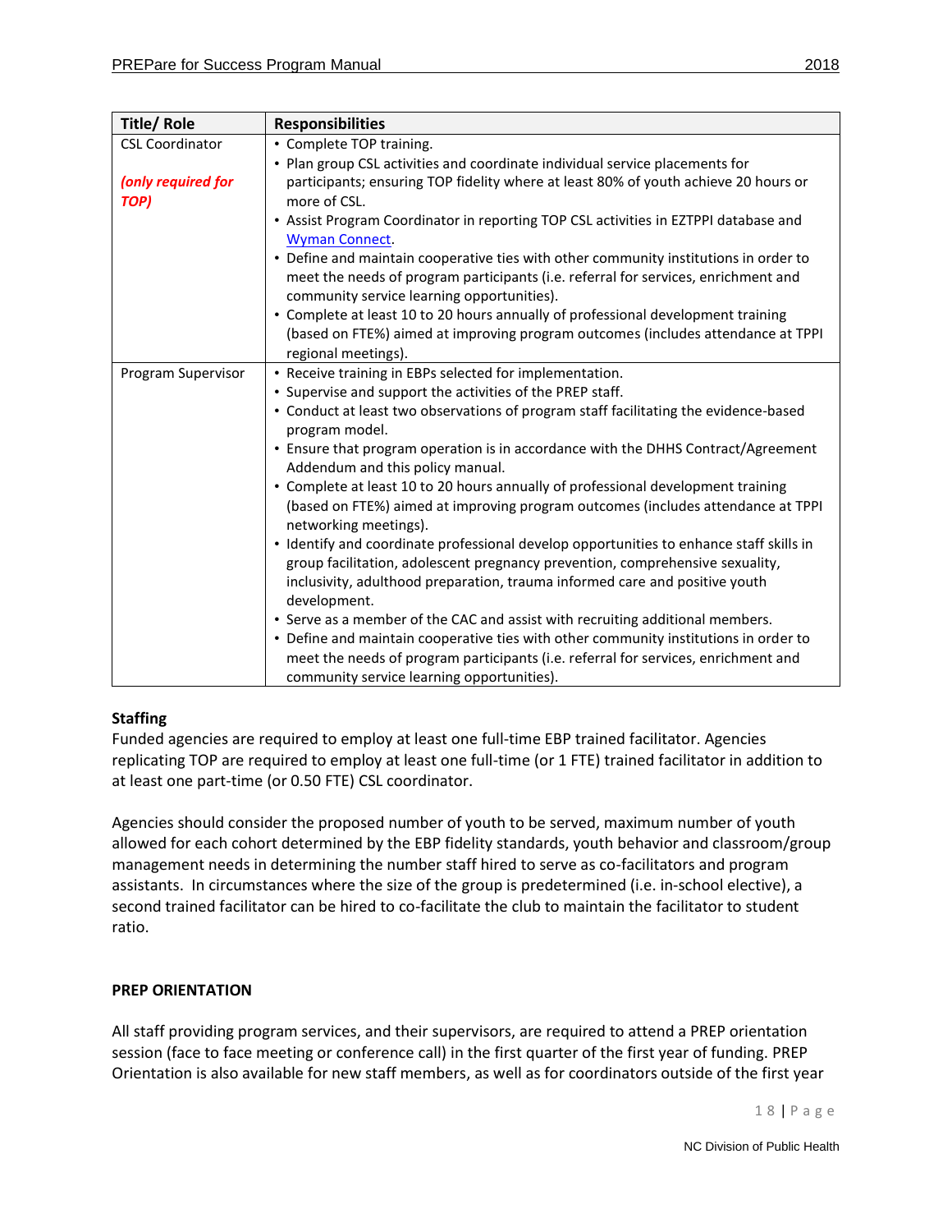| Title/ Role | Responsibilities |
| --- | --- |
| CSL Coordinator<br><br>***(only required for TOP)*** | • Complete TOP training.<br>• Plan group CSL activities and coordinate individual service placements for participants; ensuring TOP fidelity where at least 80% of youth achieve 20 hours or more of CSL.<br>• Assist Program Coordinator in reporting TOP CSL activities in EZTPPI database and [Wyman Connect](Wyman Connect).<br>• Define and maintain cooperative ties with other community institutions in order to meet the needs of program participants (i.e. referral for services, enrichment and community service learning opportunities).<br>• Complete at least 10 to 20 hours annually of professional development training (based on FTE%) aimed at improving program outcomes (includes attendance at TPPI regional meetings). |
| Program Supervisor | • Receive training in EBPs selected for implementation.<br>• Supervise and support the activities of the PREP staff.<br>• Conduct at least two observations of program staff facilitating the evidence-based program model.<br>• Ensure that program operation is in accordance with the DHHS Contract/Agreement Addendum and this policy manual.<br>• Complete at least 10 to 20 hours annually of professional development training (based on FTE%) aimed at improving program outcomes (includes attendance at TPPI networking meetings).<br>• Identify and coordinate professional develop opportunities to enhance staff skills in group facilitation, adolescent pregnancy prevention, comprehensive sexuality, inclusivity, adulthood preparation, trauma informed care and positive youth development.<br>• Serve as a member of the CAC and assist with recruiting additional members.<br>• Define and maintain cooperative ties with other community institutions in order to meet the needs of program participants (i.e. referral for services, enrichment and community service learning opportunities). |

**Staffing**

Funded agencies are required to employ at least one full-time EBP trained facilitator. Agencies replicating TOP are required to employ at least one full-time (or 1 FTE) trained facilitator in addition to at least one part-time (or 0.50 FTE) CSL coordinator.

Agencies should consider the proposed number of youth to be served, maximum number of youth allowed for each cohort determined by the EBP fidelity standards, youth behavior and classroom/group management needs in determining the number staff hired to serve as co-facilitators and program assistants. In circumstances where the size of the group is predetermined (i.e. in-school elective), a second trained facilitator can be hired to co-facilitate the club to maintain the facilitator to student ratio.

**PREP ORIENTATION**

All staff providing program services, and their supervisors, are required to attend a PREP orientation session (face to face meeting or conference call) in the first quarter of the first year of funding. PREP Orientation is also available for new staff members, as well as for coordinators outside of the first year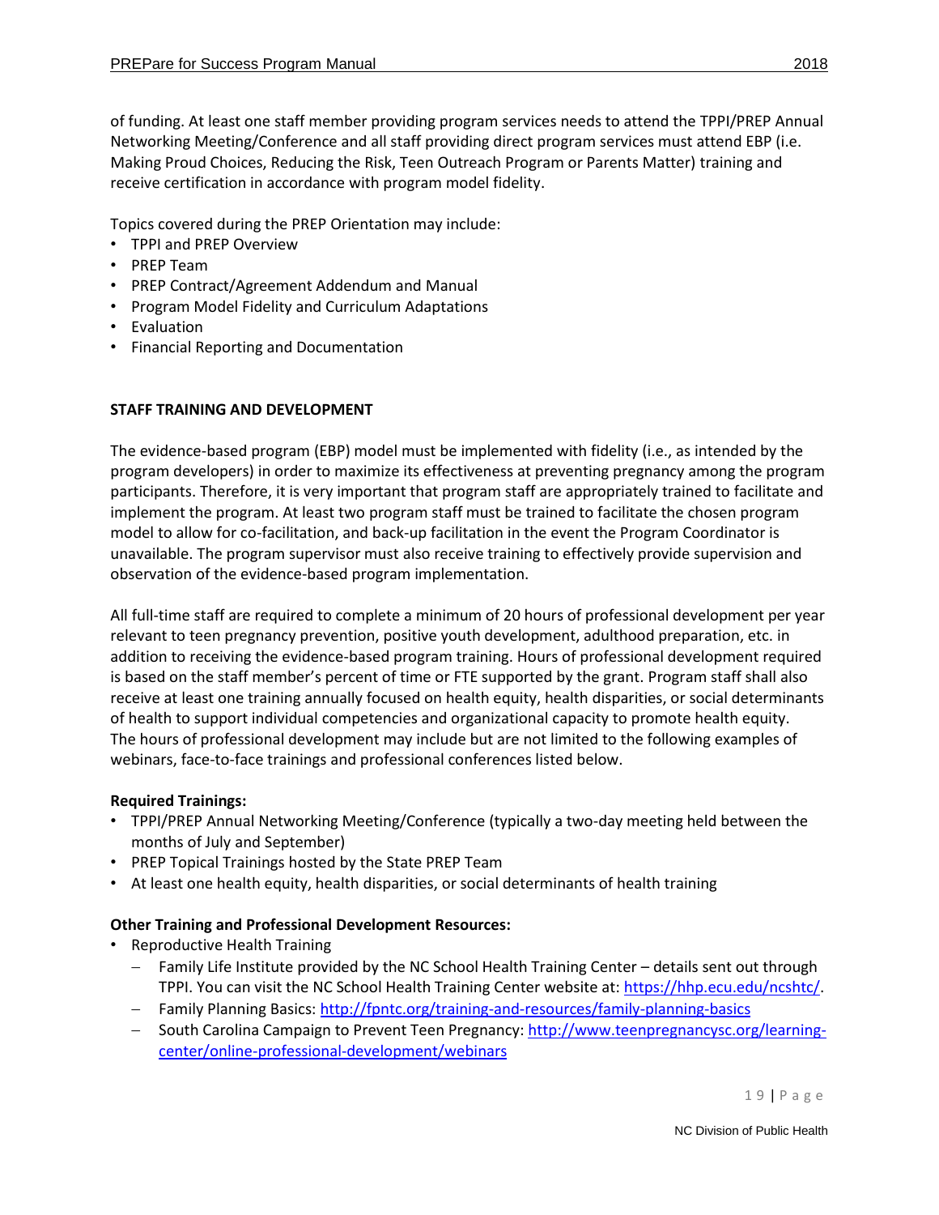of funding. At least one staff member providing program services needs to attend the TPPI/PREP Annual Networking Meeting/Conference and all staff providing direct program services must attend EBP (i.e. Making Proud Choices, Reducing the Risk, Teen Outreach Program or Parents Matter) training and receive certification in accordance with program model fidelity.

Topics covered during the PREP Orientation may include:

- TPPI and PREP Overview
- PREP Team
- PREP Contract/Agreement Addendum and Manual
- Program Model Fidelity and Curriculum Adaptations
- Evaluation
- Financial Reporting and Documentation

## STAFF TRAINING AND DEVELOPMENT

The evidence-based program (EBP) model must be implemented with fidelity (i.e., as intended by the program developers) in order to maximize its effectiveness at preventing pregnancy among the program participants. Therefore, it is very important that program staff are appropriately trained to facilitate and implement the program. At least two program staff must be trained to facilitate the chosen program model to allow for co-facilitation, and back-up facilitation in the event the Program Coordinator is unavailable. The program supervisor must also receive training to effectively provide supervision and observation of the evidence-based program implementation.

All full-time staff are required to complete a minimum of 20 hours of professional development per year relevant to teen pregnancy prevention, positive youth development, adulthood preparation, etc. in addition to receiving the evidence-based program training. Hours of professional development required is based on the staff member's percent of time or FTE supported by the grant. Program staff shall also receive at least one training annually focused on health equity, health disparities, or social determinants of health to support individual competencies and organizational capacity to promote health equity. The hours of professional development may include but are not limited to the following examples of webinars, face-to-face trainings and professional conferences listed below.

**Required Trainings:**

- TPPI/PREP Annual Networking Meeting/Conference (typically a two-day meeting held between the months of July and September)
- PREP Topical Trainings hosted by the State PREP Team
- At least one health equity, health disparities, or social determinants of health training

**Other Training and Professional Development Resources:**

- Reproductive Health Training
  - Family Life Institute provided by the NC School Health Training Center – details sent out through TPPI. You can visit the NC School Health Training Center website at: https://hhp.ecu.edu/ncshtc/.
  - Family Planning Basics: http://fpntc.org/training-and-resources/family-planning-basics
  - South Carolina Campaign to Prevent Teen Pregnancy: http://www.teenpregnancysc.org/learning-center/online-professional-development/webinars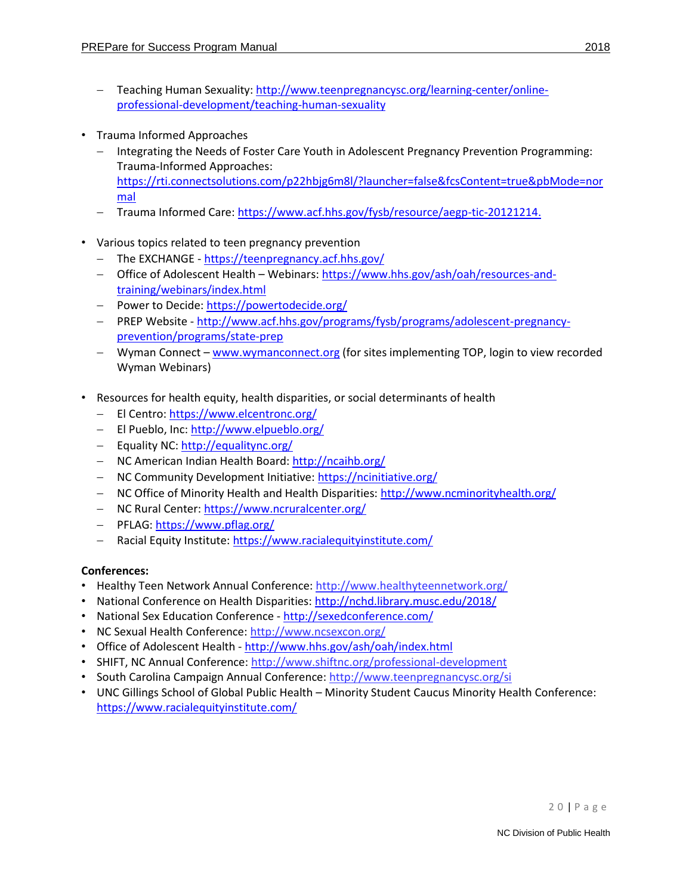- Teaching Human Sexuality: http://www.teenpregnancysc.org/learning-center/online-professional-development/teaching-human-sexuality

- Trauma Informed Approaches
  - Integrating the Needs of Foster Care Youth in Adolescent Pregnancy Prevention Programming: Trauma-Informed Approaches: https://rti.connectsolutions.com/p22hbjg6m8l/?launcher=false&fcsContent=true&pbMode=normal
  - Trauma Informed Care: https://www.acf.hhs.gov/fysb/resource/aegp-tic-20121214.

- Various topics related to teen pregnancy prevention
  - The EXCHANGE - https://teenpregnancy.acf.hhs.gov/
  - Office of Adolescent Health – Webinars: https://www.hhs.gov/ash/oah/resources-and-training/webinars/index.html
  - Power to Decide: https://powertodecide.org/
  - PREP Website - http://www.acf.hhs.gov/programs/fysb/programs/adolescent-pregnancy-prevention/programs/state-prep
  - Wyman Connect – www.wymanconnect.org (for sites implementing TOP, login to view recorded Wyman Webinars)

- Resources for health equity, health disparities, or social determinants of health
  - El Centro: https://www.elcentronc.org/
  - El Pueblo, Inc: http://www.elpueblo.org/
  - Equality NC: http://equalitync.org/
  - NC American Indian Health Board: http://ncaihb.org/
  - NC Community Development Initiative: https://ncinitiative.org/
  - NC Office of Minority Health and Health Disparities: http://www.ncminorityhealth.org/
  - NC Rural Center: https://www.ncruralcenter.org/
  - PFLAG: https://www.pflag.org/
  - Racial Equity Institute: https://www.racialequityinstitute.com/

**Conferences:**

- Healthy Teen Network Annual Conference: http://www.healthyteennetwork.org/
- National Conference on Health Disparities: http://nchd.library.musc.edu/2018/
- National Sex Education Conference - http://sexedconference.com/
- NC Sexual Health Conference: http://www.ncsexcon.org/
- Office of Adolescent Health - http://www.hhs.gov/ash/oah/index.html
- SHIFT, NC Annual Conference: http://www.shiftnc.org/professional-development
- South Carolina Campaign Annual Conference: http://www.teenpregnancysc.org/si
- UNC Gillings School of Global Public Health – Minority Student Caucus Minority Health Conference: https://www.racialequityinstitute.com/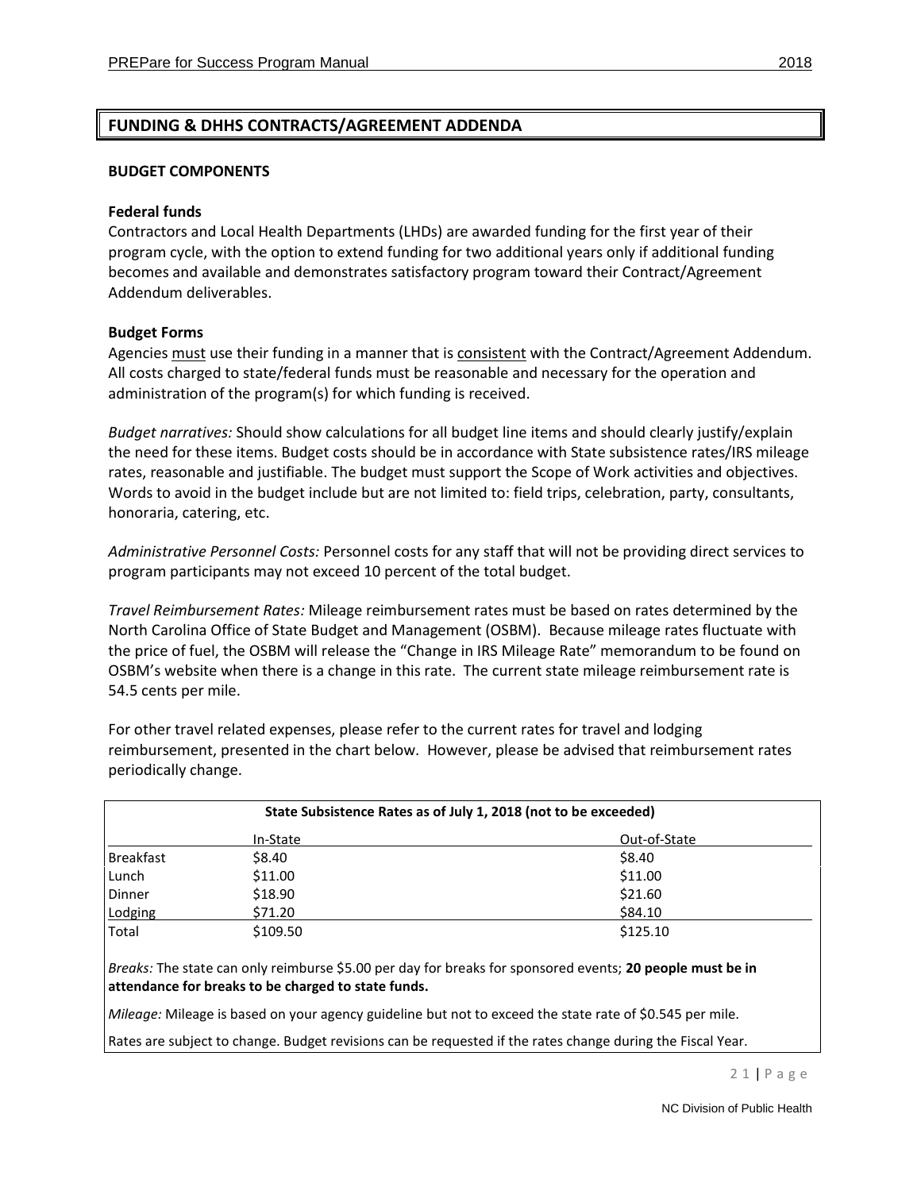## FUNDING & DHHS CONTRACTS/AGREEMENT ADDENDA

**BUDGET COMPONENTS**

**Federal funds**

Contractors and Local Health Departments (LHDs) are awarded funding for the first year of their program cycle, with the option to extend funding for two additional years only if additional funding becomes and available and demonstrates satisfactory program toward their Contract/Agreement Addendum deliverables.

**Budget Forms**

Agencies must use their funding in a manner that is consistent with the Contract/Agreement Addendum. All costs charged to state/federal funds must be reasonable and necessary for the operation and administration of the program(s) for which funding is received.

*Budget narratives:* Should show calculations for all budget line items and should clearly justify/explain the need for these items. Budget costs should be in accordance with State subsistence rates/IRS mileage rates, reasonable and justifiable. The budget must support the Scope of Work activities and objectives. Words to avoid in the budget include but are not limited to: field trips, celebration, party, consultants, honoraria, catering, etc.

*Administrative Personnel Costs:* Personnel costs for any staff that will not be providing direct services to program participants may not exceed 10 percent of the total budget.

*Travel Reimbursement Rates:* Mileage reimbursement rates must be based on rates determined by the North Carolina Office of State Budget and Management (OSBM). Because mileage rates fluctuate with the price of fuel, the OSBM will release the "Change in IRS Mileage Rate" memorandum to be found on OSBM's website when there is a change in this rate. The current state mileage reimbursement rate is 54.5 cents per mile.

For other travel related expenses, please refer to the current rates for travel and lodging reimbursement, presented in the chart below. However, please be advised that reimbursement rates periodically change.

**State Subsistence Rates as of July 1, 2018 (not to be exceeded)**

| | In-State | Out-of-State |
|---|---|---|
| Breakfast | $8.40 | $8.40 |
| Lunch | $11.00 | $11.00 |
| Dinner | $18.90 | $21.60 |
| Lodging | $71.20 | $84.10 |
| Total | $109.50 | $125.10 |

*Breaks:* The state can only reimburse $5.00 per day for breaks for sponsored events; **20 people must be in attendance for breaks to be charged to state funds.**

*Mileage:* Mileage is based on your agency guideline but not to exceed the state rate of $0.545 per mile.

Rates are subject to change. Budget revisions can be requested if the rates change during the Fiscal Year.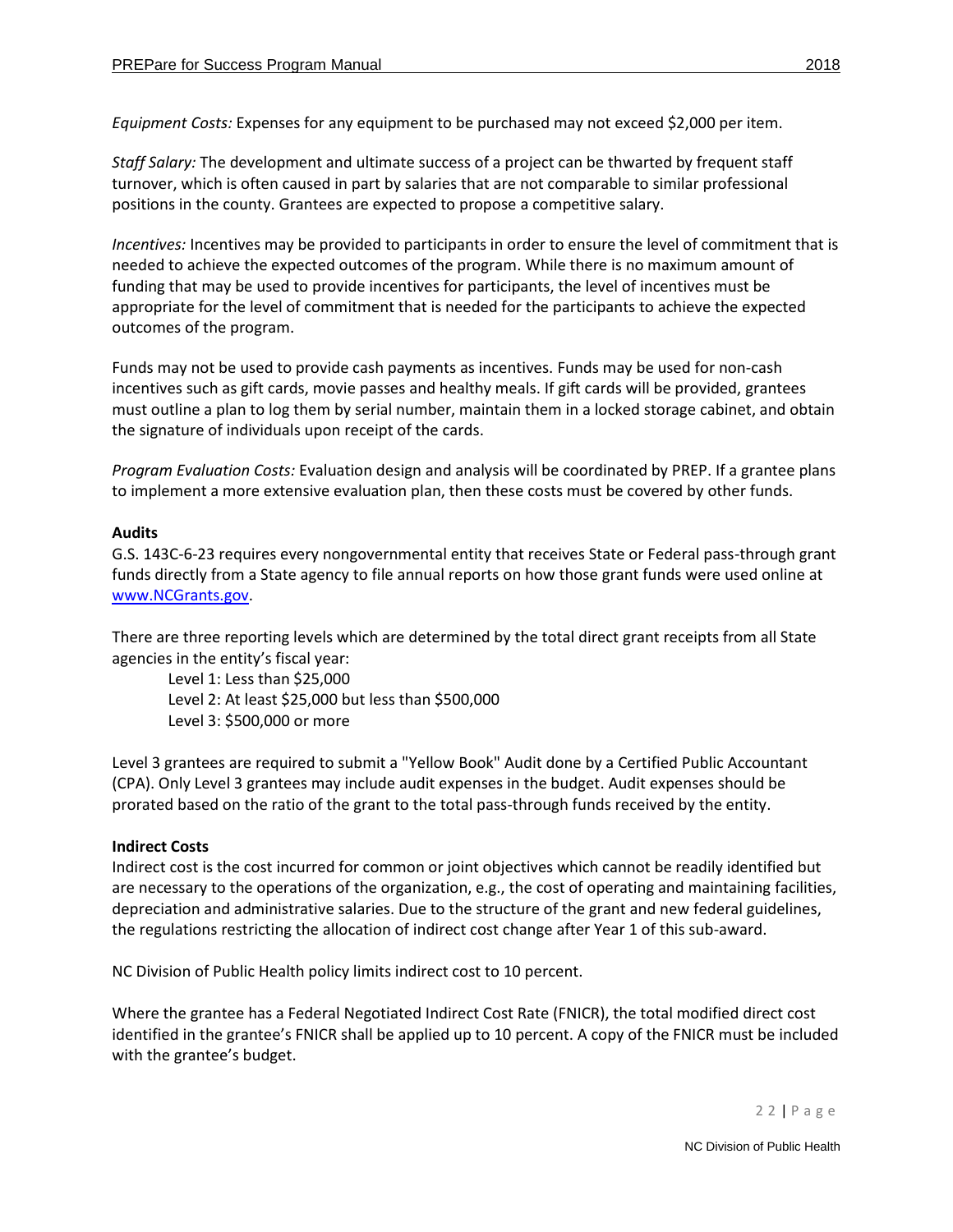*Equipment Costs:* Expenses for any equipment to be purchased may not exceed $2,000 per item.

*Staff Salary:* The development and ultimate success of a project can be thwarted by frequent staff turnover, which is often caused in part by salaries that are not comparable to similar professional positions in the county. Grantees are expected to propose a competitive salary.

*Incentives:* Incentives may be provided to participants in order to ensure the level of commitment that is needed to achieve the expected outcomes of the program. While there is no maximum amount of funding that may be used to provide incentives for participants, the level of incentives must be appropriate for the level of commitment that is needed for the participants to achieve the expected outcomes of the program.

Funds may not be used to provide cash payments as incentives. Funds may be used for non-cash incentives such as gift cards, movie passes and healthy meals. If gift cards will be provided, grantees must outline a plan to log them by serial number, maintain them in a locked storage cabinet, and obtain the signature of individuals upon receipt of the cards.

*Program Evaluation Costs:* Evaluation design and analysis will be coordinated by PREP. If a grantee plans to implement a more extensive evaluation plan, then these costs must be covered by other funds.

**Audits**

G.S. 143C-6-23 requires every nongovernmental entity that receives State or Federal pass-through grant funds directly from a State agency to file annual reports on how those grant funds were used online at [www.NCGrants.gov](www.NCGrants.gov).

There are three reporting levels which are determined by the total direct grant receipts from all State agencies in the entity's fiscal year:

Level 1: Less than $25,000
Level 2: At least $25,000 but less than $500,000
Level 3: $500,000 or more

Level 3 grantees are required to submit a "Yellow Book" Audit done by a Certified Public Accountant (CPA). Only Level 3 grantees may include audit expenses in the budget. Audit expenses should be prorated based on the ratio of the grant to the total pass-through funds received by the entity.

**Indirect Costs**

Indirect cost is the cost incurred for common or joint objectives which cannot be readily identified but are necessary to the operations of the organization, e.g., the cost of operating and maintaining facilities, depreciation and administrative salaries. Due to the structure of the grant and new federal guidelines, the regulations restricting the allocation of indirect cost change after Year 1 of this sub-award.

NC Division of Public Health policy limits indirect cost to 10 percent.

Where the grantee has a Federal Negotiated Indirect Cost Rate (FNICR), the total modified direct cost identified in the grantee's FNICR shall be applied up to 10 percent. A copy of the FNICR must be included with the grantee's budget.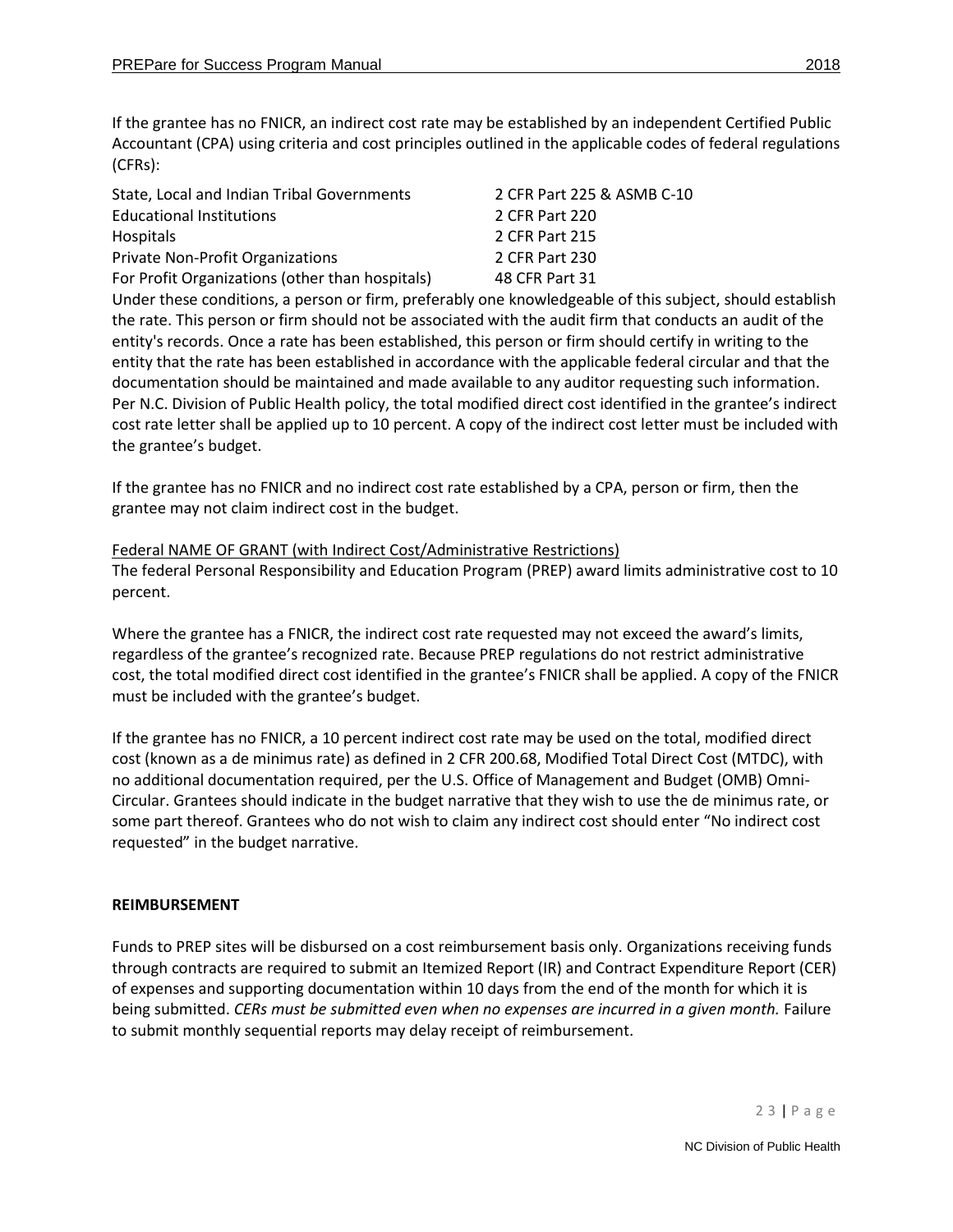If the grantee has no FNICR, an indirect cost rate may be established by an independent Certified Public Accountant (CPA) using criteria and cost principles outlined in the applicable codes of federal regulations (CFRs):

| | |
|---|---|
| State, Local and Indian Tribal Governments | 2 CFR Part 225 & ASMB C-10 |
| Educational Institutions | 2 CFR Part 220 |
| Hospitals | 2 CFR Part 215 |
| Private Non-Profit Organizations | 2 CFR Part 230 |
| For Profit Organizations (other than hospitals) | 48 CFR Part 31 |

Under these conditions, a person or firm, preferably one knowledgeable of this subject, should establish the rate. This person or firm should not be associated with the audit firm that conducts an audit of the entity's records. Once a rate has been established, this person or firm should certify in writing to the entity that the rate has been established in accordance with the applicable federal circular and that the documentation should be maintained and made available to any auditor requesting such information. Per N.C. Division of Public Health policy, the total modified direct cost identified in the grantee's indirect cost rate letter shall be applied up to 10 percent. A copy of the indirect cost letter must be included with the grantee's budget.

If the grantee has no FNICR and no indirect cost rate established by a CPA, person or firm, then the grantee may not claim indirect cost in the budget.

<u>Federal NAME OF GRANT (with Indirect Cost/Administrative Restrictions)</u>
The federal Personal Responsibility and Education Program (PREP) award limits administrative cost to 10 percent.

Where the grantee has a FNICR, the indirect cost rate requested may not exceed the award's limits, regardless of the grantee's recognized rate. Because PREP regulations do not restrict administrative cost, the total modified direct cost identified in the grantee's FNICR shall be applied. A copy of the FNICR must be included with the grantee's budget.

If the grantee has no FNICR, a 10 percent indirect cost rate may be used on the total, modified direct cost (known as a de minimus rate) as defined in 2 CFR 200.68, Modified Total Direct Cost (MTDC), with no additional documentation required, per the U.S. Office of Management and Budget (OMB) Omni-Circular. Grantees should indicate in the budget narrative that they wish to use the de minimus rate, or some part thereof. Grantees who do not wish to claim any indirect cost should enter "No indirect cost requested" in the budget narrative.

**REIMBURSEMENT**

Funds to PREP sites will be disbursed on a cost reimbursement basis only. Organizations receiving funds through contracts are required to submit an Itemized Report (IR) and Contract Expenditure Report (CER) of expenses and supporting documentation within 10 days from the end of the month for which it is being submitted. *CERs must be submitted even when no expenses are incurred in a given month.* Failure to submit monthly sequential reports may delay receipt of reimbursement.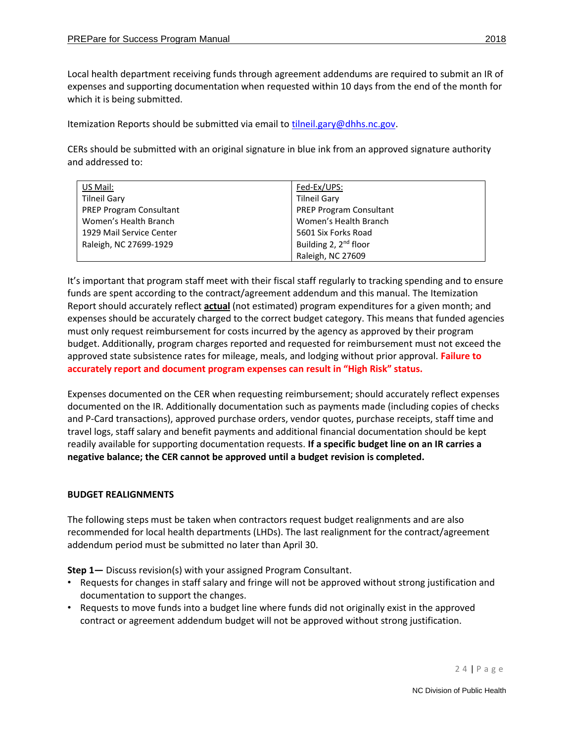Local health department receiving funds through agreement addendums are required to submit an IR of expenses and supporting documentation when requested within 10 days from the end of the month for which it is being submitted.

Itemization Reports should be submitted via email to tilneil.gary@dhhs.nc.gov.

CERs should be submitted with an original signature in blue ink from an approved signature authority and addressed to:

| US Mail: | Fed-Ex/UPS: |
|---|---|
| Tilneil Gary | Tilneil Gary |
| PREP Program Consultant | PREP Program Consultant |
| Women's Health Branch | Women's Health Branch |
| 1929 Mail Service Center | 5601 Six Forks Road |
| Raleigh, NC 27699-1929 | Building 2, 2nd floor |
| | Raleigh, NC 27609 |

It's important that program staff meet with their fiscal staff regularly to tracking spending and to ensure funds are spent according to the contract/agreement addendum and this manual. The Itemization Report should accurately reflect **actual** (not estimated) program expenditures for a given month; and expenses should be accurately charged to the correct budget category. This means that funded agencies must only request reimbursement for costs incurred by the agency as approved by their program budget. Additionally, program charges reported and requested for reimbursement must not exceed the approved state subsistence rates for mileage, meals, and lodging without prior approval. **Failure to accurately report and document program expenses can result in "High Risk" status.**

Expenses documented on the CER when requesting reimbursement; should accurately reflect expenses documented on the IR. Additionally documentation such as payments made (including copies of checks and P-Card transactions), approved purchase orders, vendor quotes, purchase receipts, staff time and travel logs, staff salary and benefit payments and additional financial documentation should be kept readily available for supporting documentation requests. **If a specific budget line on an IR carries a negative balance; the CER cannot be approved until a budget revision is completed.**

**BUDGET REALIGNMENTS**

The following steps must be taken when contractors request budget realignments and are also recommended for local health departments (LHDs). The last realignment for the contract/agreement addendum period must be submitted no later than April 30.

**Step 1—** Discuss revision(s) with your assigned Program Consultant.

- Requests for changes in staff salary and fringe will not be approved without strong justification and documentation to support the changes.
- Requests to move funds into a budget line where funds did not originally exist in the approved contract or agreement addendum budget will not be approved without strong justification.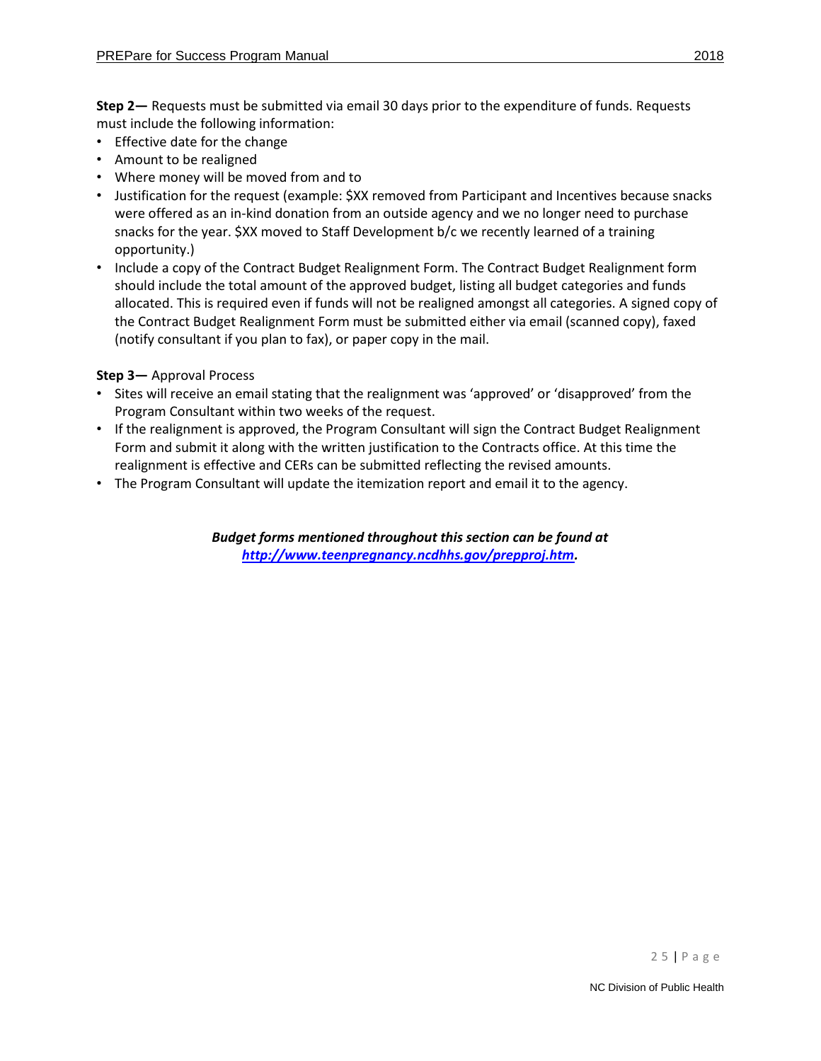**Step 2—** Requests must be submitted via email 30 days prior to the expenditure of funds. Requests must include the following information:

- Effective date for the change
- Amount to be realigned
- Where money will be moved from and to
- Justification for the request (example: $XX removed from Participant and Incentives because snacks were offered as an in-kind donation from an outside agency and we no longer need to purchase snacks for the year. $XX moved to Staff Development b/c we recently learned of a training opportunity.)
- Include a copy of the Contract Budget Realignment Form. The Contract Budget Realignment form should include the total amount of the approved budget, listing all budget categories and funds allocated. This is required even if funds will not be realigned amongst all categories. A signed copy of the Contract Budget Realignment Form must be submitted either via email (scanned copy), faxed (notify consultant if you plan to fax), or paper copy in the mail.

**Step 3—** Approval Process

- Sites will receive an email stating that the realignment was 'approved' or 'disapproved' from the Program Consultant within two weeks of the request.
- If the realignment is approved, the Program Consultant will sign the Contract Budget Realignment Form and submit it along with the written justification to the Contracts office. At this time the realignment is effective and CERs can be submitted reflecting the revised amounts.
- The Program Consultant will update the itemization report and email it to the agency.

***Budget forms mentioned throughout this section can be found at [http://www.teenpregnancy.ncdhhs.gov/prepproj.htm](http://www.teenpregnancy.ncdhhs.gov/prepproj.htm).***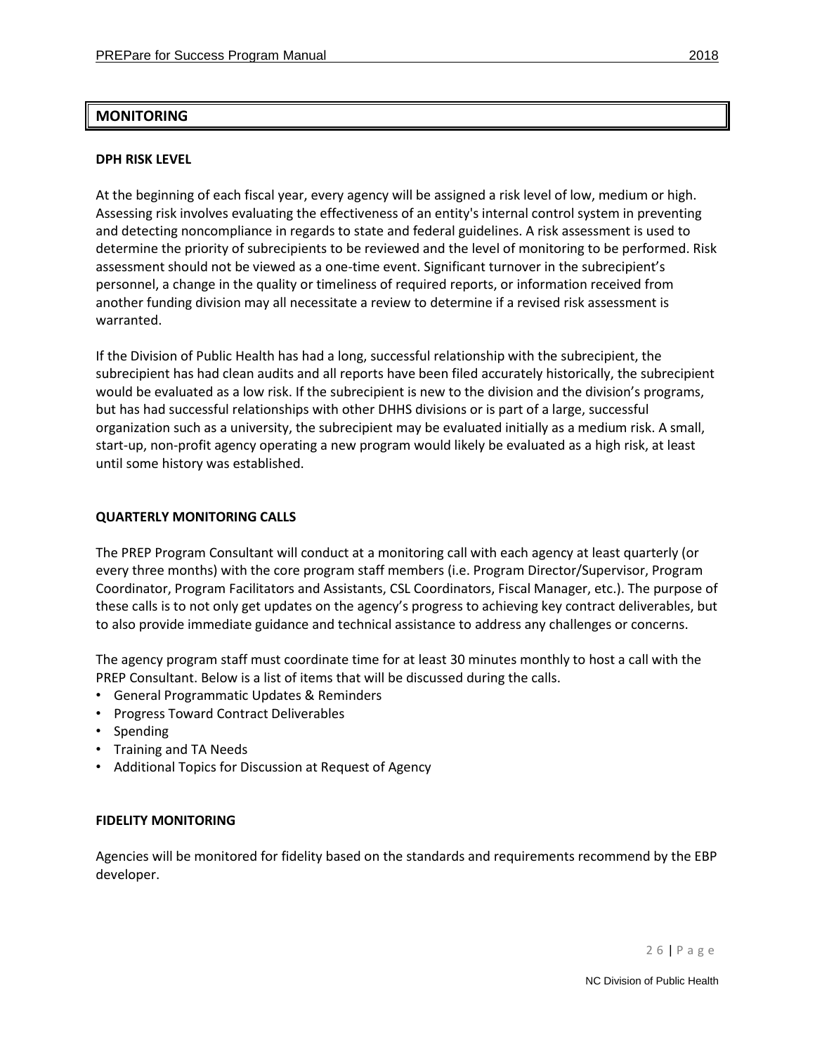## MONITORING

### DPH RISK LEVEL

At the beginning of each fiscal year, every agency will be assigned a risk level of low, medium or high. Assessing risk involves evaluating the effectiveness of an entity's internal control system in preventing and detecting noncompliance in regards to state and federal guidelines. A risk assessment is used to determine the priority of subrecipients to be reviewed and the level of monitoring to be performed. Risk assessment should not be viewed as a one-time event. Significant turnover in the subrecipient's personnel, a change in the quality or timeliness of required reports, or information received from another funding division may all necessitate a review to determine if a revised risk assessment is warranted.

If the Division of Public Health has had a long, successful relationship with the subrecipient, the subrecipient has had clean audits and all reports have been filed accurately historically, the subrecipient would be evaluated as a low risk. If the subrecipient is new to the division and the division's programs, but has had successful relationships with other DHHS divisions or is part of a large, successful organization such as a university, the subrecipient may be evaluated initially as a medium risk. A small, start-up, non-profit agency operating a new program would likely be evaluated as a high risk, at least until some history was established.

### QUARTERLY MONITORING CALLS

The PREP Program Consultant will conduct at a monitoring call with each agency at least quarterly (or every three months) with the core program staff members (i.e. Program Director/Supervisor, Program Coordinator, Program Facilitators and Assistants, CSL Coordinators, Fiscal Manager, etc.). The purpose of these calls is to not only get updates on the agency's progress to achieving key contract deliverables, but to also provide immediate guidance and technical assistance to address any challenges or concerns.

The agency program staff must coordinate time for at least 30 minutes monthly to host a call with the PREP Consultant. Below is a list of items that will be discussed during the calls.

- General Programmatic Updates & Reminders
- Progress Toward Contract Deliverables
- Spending
- Training and TA Needs
- Additional Topics for Discussion at Request of Agency

### FIDELITY MONITORING

Agencies will be monitored for fidelity based on the standards and requirements recommend by the EBP developer.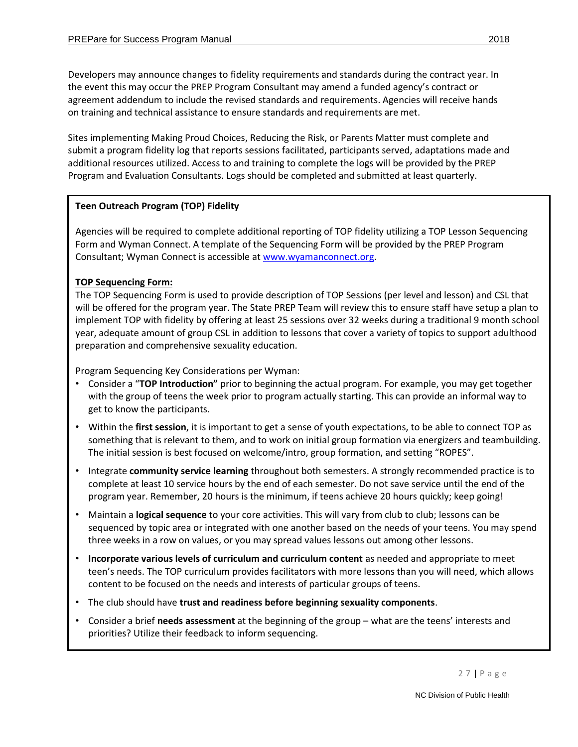Developers may announce changes to fidelity requirements and standards during the contract year. In the event this may occur the PREP Program Consultant may amend a funded agency's contract or agreement addendum to include the revised standards and requirements. Agencies will receive hands on training and technical assistance to ensure standards and requirements are met.

Sites implementing Making Proud Choices, Reducing the Risk, or Parents Matter must complete and submit a program fidelity log that reports sessions facilitated, participants served, adaptations made and additional resources utilized. Access to and training to complete the logs will be provided by the PREP Program and Evaluation Consultants. Logs should be completed and submitted at least quarterly.

**Teen Outreach Program (TOP) Fidelity**

Agencies will be required to complete additional reporting of TOP fidelity utilizing a TOP Lesson Sequencing Form and Wyman Connect. A template of the Sequencing Form will be provided by the PREP Program Consultant; Wyman Connect is accessible at [www.wyamanconnect.org](www.wyamanconnect.org).

**TOP Sequencing Form:**

The TOP Sequencing Form is used to provide description of TOP Sessions (per level and lesson) and CSL that will be offered for the program year. The State PREP Team will review this to ensure staff have setup a plan to implement TOP with fidelity by offering at least 25 sessions over 32 weeks during a traditional 9 month school year, adequate amount of group CSL in addition to lessons that cover a variety of topics to support adulthood preparation and comprehensive sexuality education.

Program Sequencing Key Considerations per Wyman:

- Consider a "**TOP Introduction"** prior to beginning the actual program. For example, you may get together with the group of teens the week prior to program actually starting. This can provide an informal way to get to know the participants.
- Within the **first session**, it is important to get a sense of youth expectations, to be able to connect TOP as something that is relevant to them, and to work on initial group formation via energizers and teambuilding. The initial session is best focused on welcome/intro, group formation, and setting "ROPES".
- Integrate **community service learning** throughout both semesters. A strongly recommended practice is to complete at least 10 service hours by the end of each semester. Do not save service until the end of the program year. Remember, 20 hours is the minimum, if teens achieve 20 hours quickly; keep going!
- Maintain a **logical sequence** to your core activities. This will vary from club to club; lessons can be sequenced by topic area or integrated with one another based on the needs of your teens. You may spend three weeks in a row on values, or you may spread values lessons out among other lessons.
- **Incorporate various levels of curriculum and curriculum content** as needed and appropriate to meet teen's needs. The TOP curriculum provides facilitators with more lessons than you will need, which allows content to be focused on the needs and interests of particular groups of teens.
- The club should have **trust and readiness before beginning sexuality components**.
- Consider a brief **needs assessment** at the beginning of the group – what are the teens' interests and priorities? Utilize their feedback to inform sequencing.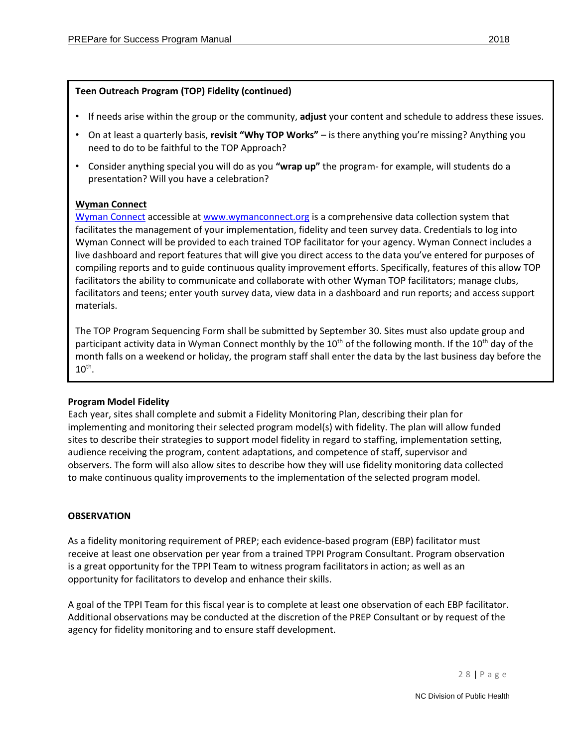**Teen Outreach Program (TOP) Fidelity (continued)**

- If needs arise within the group or the community, **adjust** your content and schedule to address these issues.
- On at least a quarterly basis, **revisit "Why TOP Works"** – is there anything you're missing? Anything you need to do to be faithful to the TOP Approach?
- Consider anything special you will do as you **"wrap up"** the program- for example, will students do a presentation? Will you have a celebration?

**Wyman Connect**

Wyman Connect accessible at www.wymanconnect.org is a comprehensive data collection system that facilitates the management of your implementation, fidelity and teen survey data. Credentials to log into Wyman Connect will be provided to each trained TOP facilitator for your agency. Wyman Connect includes a live dashboard and report features that will give you direct access to the data you've entered for purposes of compiling reports and to guide continuous quality improvement efforts. Specifically, features of this allow TOP facilitators the ability to communicate and collaborate with other Wyman TOP facilitators; manage clubs, facilitators and teens; enter youth survey data, view data in a dashboard and run reports; and access support materials.

The TOP Program Sequencing Form shall be submitted by September 30. Sites must also update group and participant activity data in Wyman Connect monthly by the 10th of the following month. If the 10th day of the month falls on a weekend or holiday, the program staff shall enter the data by the last business day before the 10th.

**Program Model Fidelity**

Each year, sites shall complete and submit a Fidelity Monitoring Plan, describing their plan for implementing and monitoring their selected program model(s) with fidelity. The plan will allow funded sites to describe their strategies to support model fidelity in regard to staffing, implementation setting, audience receiving the program, content adaptations, and competence of staff, supervisor and observers. The form will also allow sites to describe how they will use fidelity monitoring data collected to make continuous quality improvements to the implementation of the selected program model.

**OBSERVATION**

As a fidelity monitoring requirement of PREP; each evidence-based program (EBP) facilitator must receive at least one observation per year from a trained TPPI Program Consultant. Program observation is a great opportunity for the TPPI Team to witness program facilitators in action; as well as an opportunity for facilitators to develop and enhance their skills.

A goal of the TPPI Team for this fiscal year is to complete at least one observation of each EBP facilitator. Additional observations may be conducted at the discretion of the PREP Consultant or by request of the agency for fidelity monitoring and to ensure staff development.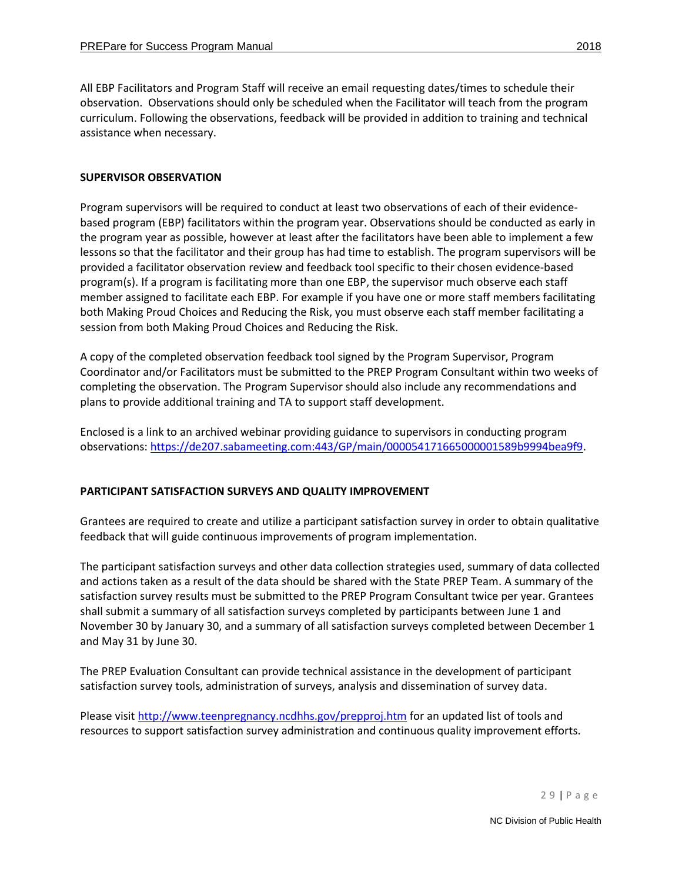All EBP Facilitators and Program Staff will receive an email requesting dates/times to schedule their observation. Observations should only be scheduled when the Facilitator will teach from the program curriculum. Following the observations, feedback will be provided in addition to training and technical assistance when necessary.

### SUPERVISOR OBSERVATION

Program supervisors will be required to conduct at least two observations of each of their evidence-based program (EBP) facilitators within the program year. Observations should be conducted as early in the program year as possible, however at least after the facilitators have been able to implement a few lessons so that the facilitator and their group has had time to establish. The program supervisors will be provided a facilitator observation review and feedback tool specific to their chosen evidence-based program(s). If a program is facilitating more than one EBP, the supervisor much observe each staff member assigned to facilitate each EBP. For example if you have one or more staff members facilitating both Making Proud Choices and Reducing the Risk, you must observe each staff member facilitating a session from both Making Proud Choices and Reducing the Risk.

A copy of the completed observation feedback tool signed by the Program Supervisor, Program Coordinator and/or Facilitators must be submitted to the PREP Program Consultant within two weeks of completing the observation. The Program Supervisor should also include any recommendations and plans to provide additional training and TA to support staff development.

Enclosed is a link to an archived webinar providing guidance to supervisors in conducting program observations: https://de207.sabameeting.com:443/GP/main/00005417166500000l589b9994bea9f9.

### PARTICIPANT SATISFACTION SURVEYS AND QUALITY IMPROVEMENT

Grantees are required to create and utilize a participant satisfaction survey in order to obtain qualitative feedback that will guide continuous improvements of program implementation.

The participant satisfaction surveys and other data collection strategies used, summary of data collected and actions taken as a result of the data should be shared with the State PREP Team. A summary of the satisfaction survey results must be submitted to the PREP Program Consultant twice per year. Grantees shall submit a summary of all satisfaction surveys completed by participants between June 1 and November 30 by January 30, and a summary of all satisfaction surveys completed between December 1 and May 31 by June 30.

The PREP Evaluation Consultant can provide technical assistance in the development of participant satisfaction survey tools, administration of surveys, analysis and dissemination of survey data.

Please visit http://www.teenpregnancy.ncdhhs.gov/prepproj.htm for an updated list of tools and resources to support satisfaction survey administration and continuous quality improvement efforts.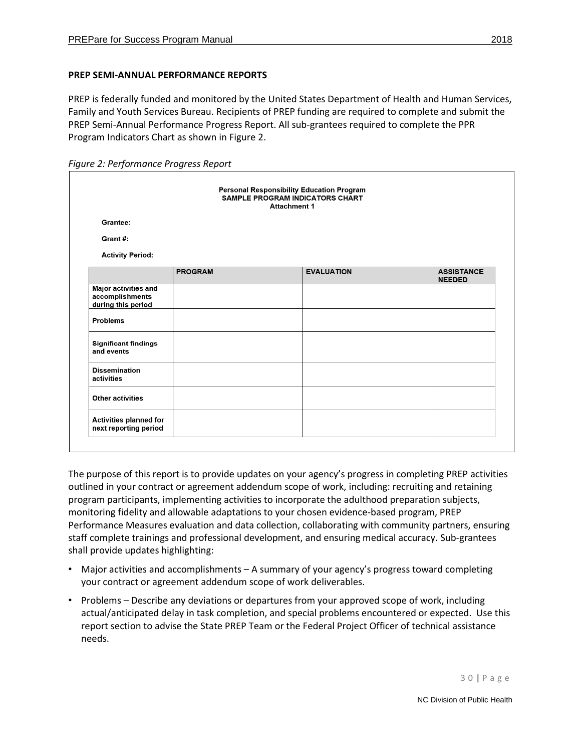### PREP SEMI-ANNUAL PERFORMANCE REPORTS

PREP is federally funded and monitored by the United States Department of Health and Human Services, Family and Youth Services Bureau. Recipients of PREP funding are required to complete and submit the PREP Semi-Annual Performance Progress Report. All sub-grantees required to complete the PPR Program Indicators Chart as shown in Figure 2.

*Figure 2: Performance Progress Report*

**Personal Responsibility Education Program**
**SAMPLE PROGRAM INDICATORS CHART**
**Attachment 1**

**Grantee:**

**Grant #:**

**Activity Period:**

| | PROGRAM | EVALUATION | ASSISTANCE NEEDED |
|---|---|---|---|
| **Major activities and accomplishments during this period** | | | |
| **Problems** | | | |
| **Significant findings and events** | | | |
| **Dissemination activities** | | | |
| **Other activities** | | | |
| **Activities planned for next reporting period** | | | |

The purpose of this report is to provide updates on your agency's progress in completing PREP activities outlined in your contract or agreement addendum scope of work, including: recruiting and retaining program participants, implementing activities to incorporate the adulthood preparation subjects, monitoring fidelity and allowable adaptations to your chosen evidence-based program, PREP Performance Measures evaluation and data collection, collaborating with community partners, ensuring staff complete trainings and professional development, and ensuring medical accuracy. Sub-grantees shall provide updates highlighting:

- Major activities and accomplishments – A summary of your agency's progress toward completing your contract or agreement addendum scope of work deliverables.
- Problems – Describe any deviations or departures from your approved scope of work, including actual/anticipated delay in task completion, and special problems encountered or expected. Use this report section to advise the State PREP Team or the Federal Project Officer of technical assistance needs.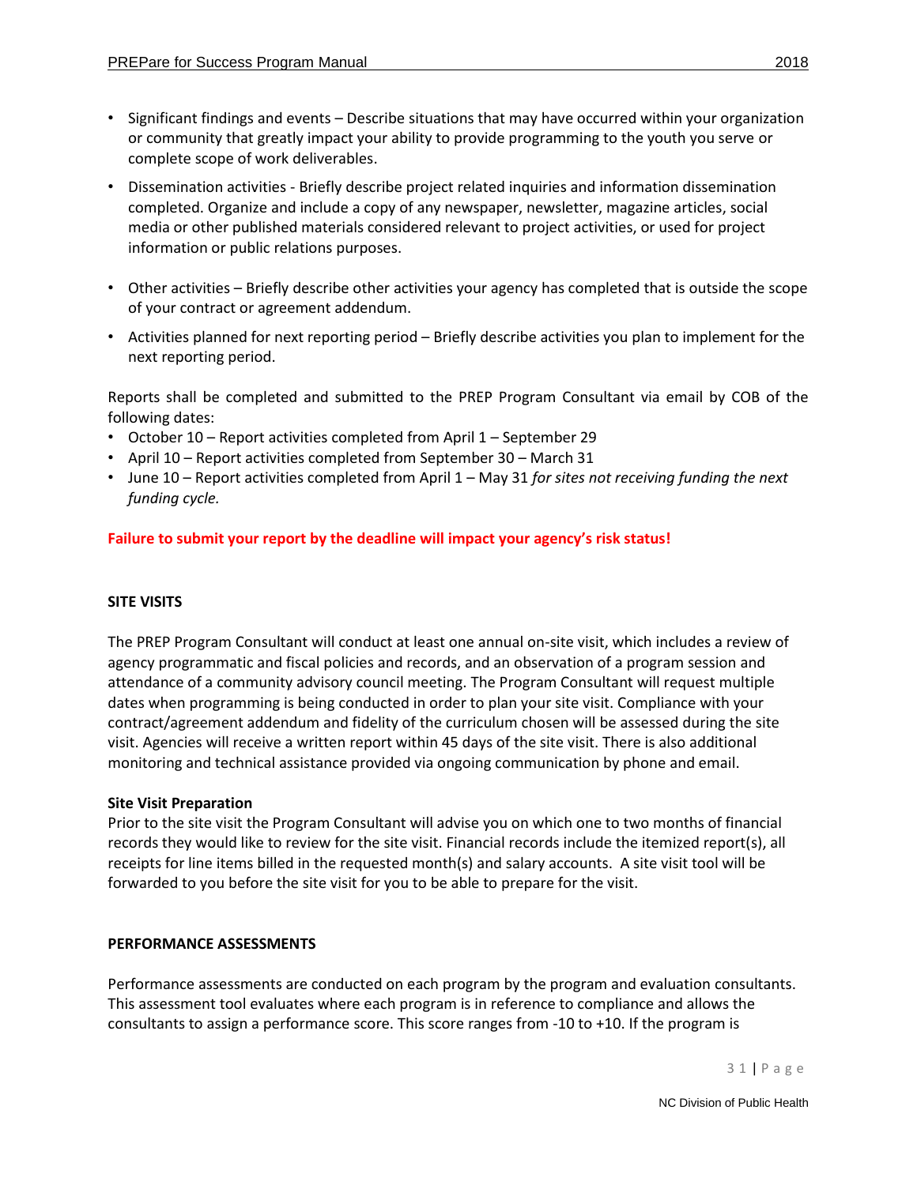- Significant findings and events – Describe situations that may have occurred within your organization or community that greatly impact your ability to provide programming to the youth you serve or complete scope of work deliverables.
- Dissemination activities - Briefly describe project related inquiries and information dissemination completed. Organize and include a copy of any newspaper, newsletter, magazine articles, social media or other published materials considered relevant to project activities, or used for project information or public relations purposes.
- Other activities – Briefly describe other activities your agency has completed that is outside the scope of your contract or agreement addendum.
- Activities planned for next reporting period – Briefly describe activities you plan to implement for the next reporting period.

Reports shall be completed and submitted to the PREP Program Consultant via email by COB of the following dates:

- October 10 – Report activities completed from April 1 – September 29
- April 10 – Report activities completed from September 30 – March 31
- June 10 – Report activities completed from April 1 – May 31 *for sites not receiving funding the next funding cycle.*

**Failure to submit your report by the deadline will impact your agency's risk status!**

## SITE VISITS

The PREP Program Consultant will conduct at least one annual on-site visit, which includes a review of agency programmatic and fiscal policies and records, and an observation of a program session and attendance of a community advisory council meeting. The Program Consultant will request multiple dates when programming is being conducted in order to plan your site visit. Compliance with your contract/agreement addendum and fidelity of the curriculum chosen will be assessed during the site visit. Agencies will receive a written report within 45 days of the site visit. There is also additional monitoring and technical assistance provided via ongoing communication by phone and email.

### Site Visit Preparation

Prior to the site visit the Program Consultant will advise you on which one to two months of financial records they would like to review for the site visit. Financial records include the itemized report(s), all receipts for line items billed in the requested month(s) and salary accounts. A site visit tool will be forwarded to you before the site visit for you to be able to prepare for the visit.

## PERFORMANCE ASSESSMENTS

Performance assessments are conducted on each program by the program and evaluation consultants. This assessment tool evaluates where each program is in reference to compliance and allows the consultants to assign a performance score. This score ranges from -10 to +10. If the program is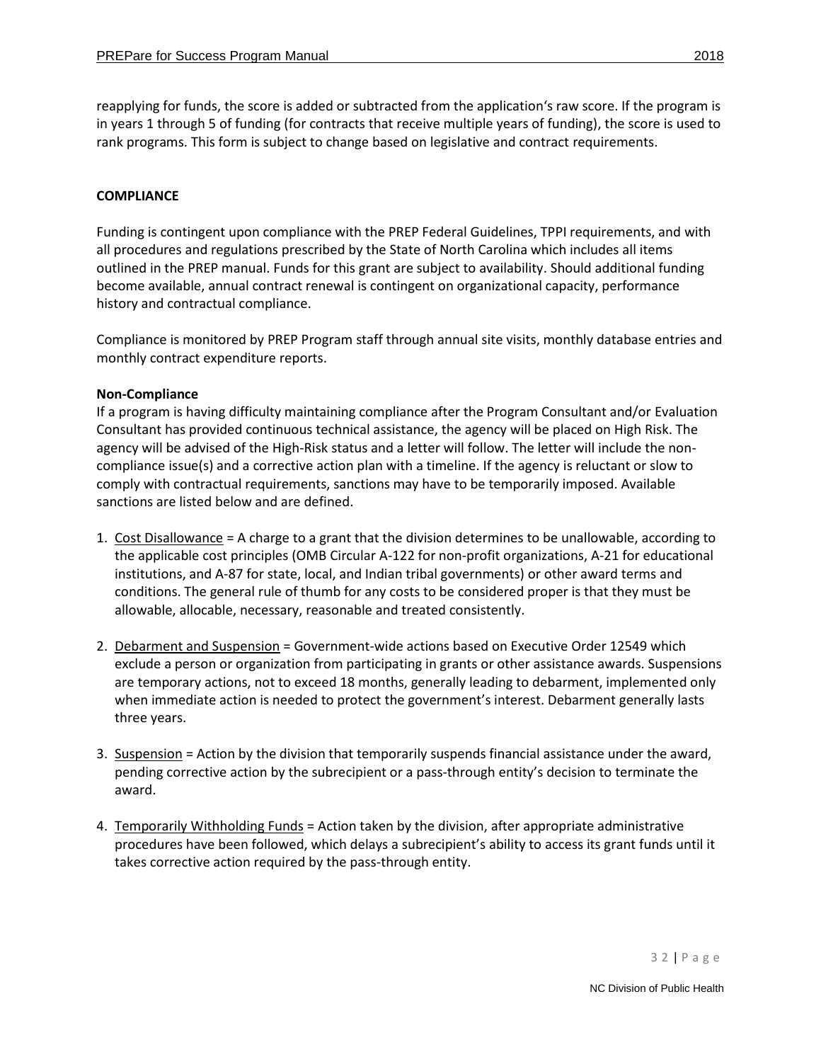reapplying for funds, the score is added or subtracted from the application's raw score. If the program is in years 1 through 5 of funding (for contracts that receive multiple years of funding), the score is used to rank programs. This form is subject to change based on legislative and contract requirements.

## COMPLIANCE

Funding is contingent upon compliance with the PREP Federal Guidelines, TPPI requirements, and with all procedures and regulations prescribed by the State of North Carolina which includes all items outlined in the PREP manual. Funds for this grant are subject to availability. Should additional funding become available, annual contract renewal is contingent on organizational capacity, performance history and contractual compliance.

Compliance is monitored by PREP Program staff through annual site visits, monthly database entries and monthly contract expenditure reports.

### Non-Compliance

If a program is having difficulty maintaining compliance after the Program Consultant and/or Evaluation Consultant has provided continuous technical assistance, the agency will be placed on High Risk. The agency will be advised of the High-Risk status and a letter will follow. The letter will include the non-compliance issue(s) and a corrective action plan with a timeline. If the agency is reluctant or slow to comply with contractual requirements, sanctions may have to be temporarily imposed. Available sanctions are listed below and are defined.

1. <u>Cost Disallowance</u> = A charge to a grant that the division determines to be unallowable, according to the applicable cost principles (OMB Circular A-122 for non-profit organizations, A-21 for educational institutions, and A-87 for state, local, and Indian tribal governments) or other award terms and conditions. The general rule of thumb for any costs to be considered proper is that they must be allowable, allocable, necessary, reasonable and treated consistently.

2. <u>Debarment and Suspension</u> = Government-wide actions based on Executive Order 12549 which exclude a person or organization from participating in grants or other assistance awards. Suspensions are temporary actions, not to exceed 18 months, generally leading to debarment, implemented only when immediate action is needed to protect the government's interest. Debarment generally lasts three years.

3. <u>Suspension</u> = Action by the division that temporarily suspends financial assistance under the award, pending corrective action by the subrecipient or a pass-through entity's decision to terminate the award.

4. <u>Temporarily Withholding Funds</u> = Action taken by the division, after appropriate administrative procedures have been followed, which delays a subrecipient's ability to access its grant funds until it takes corrective action required by the pass-through entity.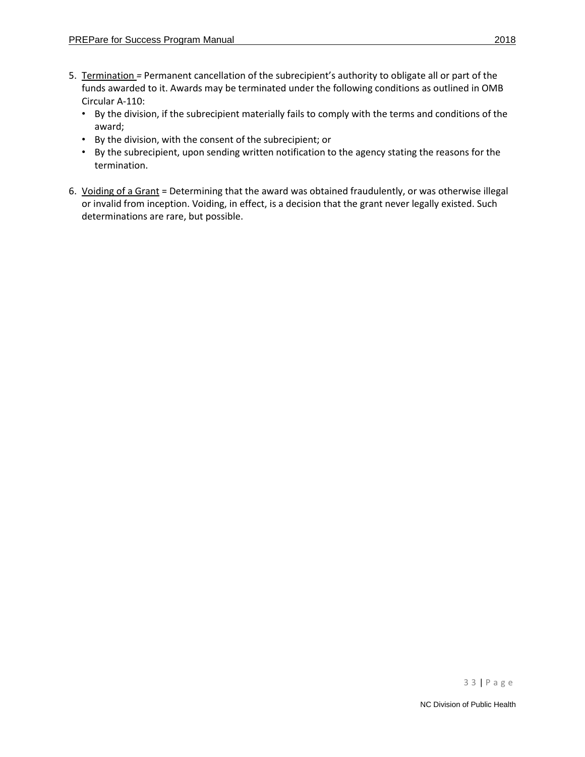5. Termination = Permanent cancellation of the subrecipient's authority to obligate all or part of the funds awarded to it. Awards may be terminated under the following conditions as outlined in OMB Circular A-110:
   - By the division, if the subrecipient materially fails to comply with the terms and conditions of the award;
   - By the division, with the consent of the subrecipient; or
   - By the subrecipient, upon sending written notification to the agency stating the reasons for the termination.

6. Voiding of a Grant = Determining that the award was obtained fraudulently, or was otherwise illegal or invalid from inception. Voiding, in effect, is a decision that the grant never legally existed. Such determinations are rare, but possible.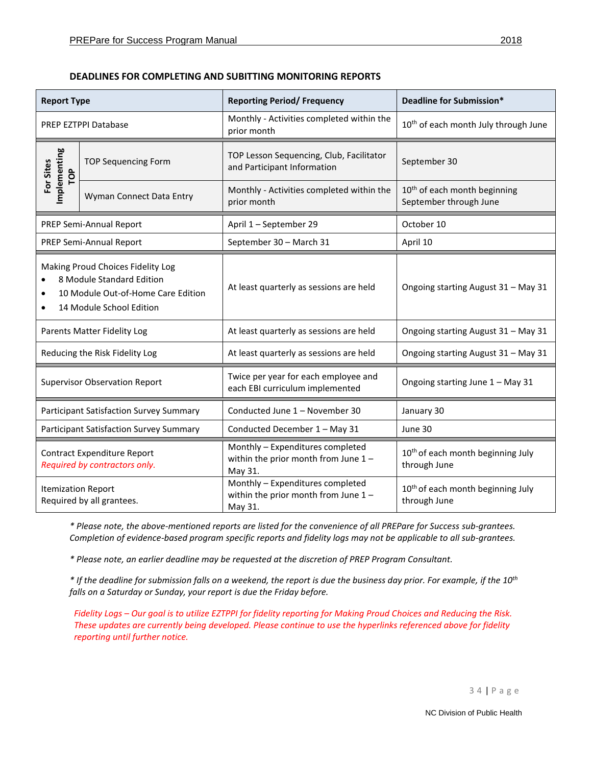**DEADLINES FOR COMPLETING AND SUBITTING MONITORING REPORTS**

| Report Type | | Reporting Period/ Frequency | Deadline for Submission* |
|---|---|---|---|
| PREP EZTPPI Database | | Monthly - Activities completed within the prior month | 10th of each month July through June |
| For Sites Implementing TOP | TOP Sequencing Form | TOP Lesson Sequencing, Club, Facilitator and Participant Information | September 30 |
| For Sites Implementing TOP | Wyman Connect Data Entry | Monthly - Activities completed within the prior month | 10th of each month beginning September through June |
| PREP Semi-Annual Report | | April 1 – September 29 | October 10 |
| PREP Semi-Annual Report | | September 30 – March 31 | April 10 |
| Making Proud Choices Fidelity Log<br>• 8 Module Standard Edition<br>• 10 Module Out-of-Home Care Edition<br>• 14 Module School Edition | | At least quarterly as sessions are held | Ongoing starting August 31 – May 31 |
| Parents Matter Fidelity Log | | At least quarterly as sessions are held | Ongoing starting August 31 – May 31 |
| Reducing the Risk Fidelity Log | | At least quarterly as sessions are held | Ongoing starting August 31 – May 31 |
| Supervisor Observation Report | | Twice per year for each employee and each EBI curriculum implemented | Ongoing starting June 1 – May 31 |
| Participant Satisfaction Survey Summary | | Conducted June 1 – November 30 | January 30 |
| Participant Satisfaction Survey Summary | | Conducted December 1 – May 31 | June 30 |
| Contract Expenditure Report<br>*Required by contractors only.* | | Monthly – Expenditures completed within the prior month from June 1 – May 31. | 10th of each month beginning July through June |
| Itemization Report<br>Required by all grantees. | | Monthly – Expenditures completed within the prior month from June 1 – May 31. | 10th of each month beginning July through June |

*\* Please note, the above-mentioned reports are listed for the convenience of all PREPare for Success sub-grantees. Completion of evidence-based program specific reports and fidelity logs may not be applicable to all sub-grantees.*

*\* Please note, an earlier deadline may be requested at the discretion of PREP Program Consultant.*

*\* If the deadline for submission falls on a weekend, the report is due the business day prior. For example, if the 10th falls on a Saturday or Sunday, your report is due the Friday before.*

*Fidelity Logs – Our goal is to utilize EZTPPI for fidelity reporting for Making Proud Choices and Reducing the Risk. These updates are currently being developed. Please continue to use the hyperlinks referenced above for fidelity reporting until further notice.*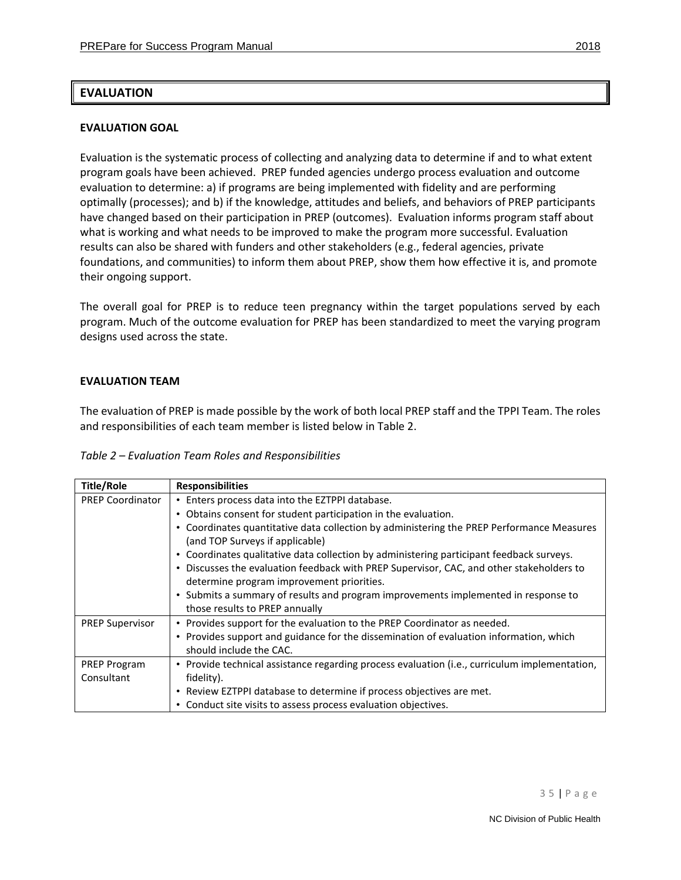# EVALUATION

## EVALUATION GOAL

Evaluation is the systematic process of collecting and analyzing data to determine if and to what extent program goals have been achieved. PREP funded agencies undergo process evaluation and outcome evaluation to determine: a) if programs are being implemented with fidelity and are performing optimally (processes); and b) if the knowledge, attitudes and beliefs, and behaviors of PREP participants have changed based on their participation in PREP (outcomes). Evaluation informs program staff about what is working and what needs to be improved to make the program more successful. Evaluation results can also be shared with funders and other stakeholders (e.g., federal agencies, private foundations, and communities) to inform them about PREP, show them how effective it is, and promote their ongoing support.

The overall goal for PREP is to reduce teen pregnancy within the target populations served by each program. Much of the outcome evaluation for PREP has been standardized to meet the varying program designs used across the state.

## EVALUATION TEAM

The evaluation of PREP is made possible by the work of both local PREP staff and the TPPI Team. The roles and responsibilities of each team member is listed below in Table 2.

*Table 2 – Evaluation Team Roles and Responsibilities*

| Title/Role | Responsibilities |
|---|---|
| PREP Coordinator | • Enters process data into the EZTPPI database.<br>• Obtains consent for student participation in the evaluation.<br>• Coordinates quantitative data collection by administering the PREP Performance Measures (and TOP Surveys if applicable)<br>• Coordinates qualitative data collection by administering participant feedback surveys.<br>• Discusses the evaluation feedback with PREP Supervisor, CAC, and other stakeholders to determine program improvement priorities.<br>• Submits a summary of results and program improvements implemented in response to those results to PREP annually |
| PREP Supervisor | • Provides support for the evaluation to the PREP Coordinator as needed.<br>• Provides support and guidance for the dissemination of evaluation information, which should include the CAC. |
| PREP Program Consultant | • Provide technical assistance regarding process evaluation (i.e., curriculum implementation, fidelity).<br>• Review EZTPPI database to determine if process objectives are met.<br>• Conduct site visits to assess process evaluation objectives. |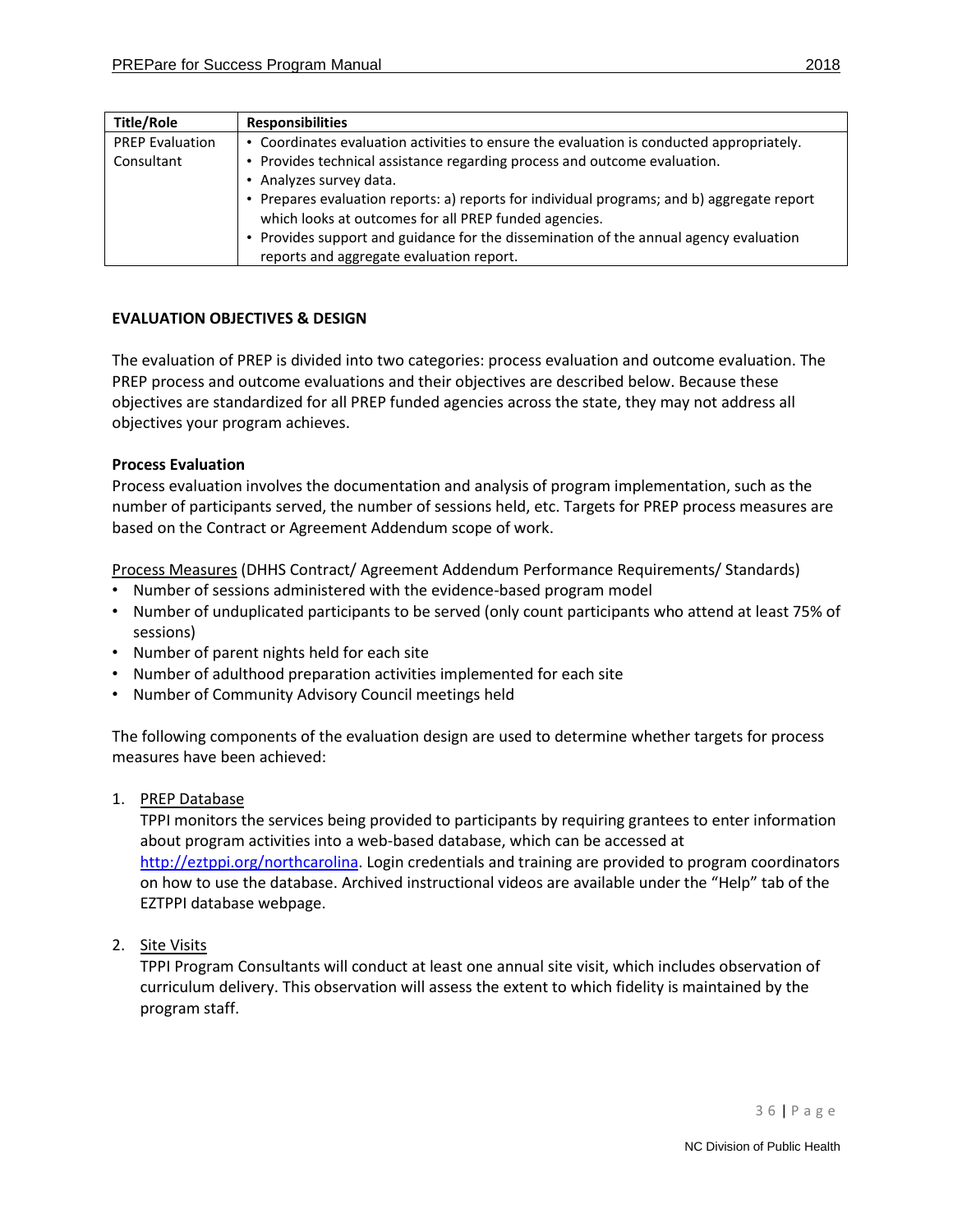| Title/Role | Responsibilities |
|---|---|
| PREP Evaluation Consultant | • Coordinates evaluation activities to ensure the evaluation is conducted appropriately.<br>• Provides technical assistance regarding process and outcome evaluation.<br>• Analyzes survey data.<br>• Prepares evaluation reports: a) reports for individual programs; and b) aggregate report which looks at outcomes for all PREP funded agencies.<br>• Provides support and guidance for the dissemination of the annual agency evaluation reports and aggregate evaluation report. |

## EVALUATION OBJECTIVES & DESIGN

The evaluation of PREP is divided into two categories: process evaluation and outcome evaluation. The PREP process and outcome evaluations and their objectives are described below. Because these objectives are standardized for all PREP funded agencies across the state, they may not address all objectives your program achieves.

### Process Evaluation

Process evaluation involves the documentation and analysis of program implementation, such as the number of participants served, the number of sessions held, etc. Targets for PREP process measures are based on the Contract or Agreement Addendum scope of work.

Process Measures (DHHS Contract/ Agreement Addendum Performance Requirements/ Standards)

- Number of sessions administered with the evidence-based program model
- Number of unduplicated participants to be served (only count participants who attend at least 75% of sessions)
- Number of parent nights held for each site
- Number of adulthood preparation activities implemented for each site
- Number of Community Advisory Council meetings held

The following components of the evaluation design are used to determine whether targets for process measures have been achieved:

1. PREP Database
   TPPI monitors the services being provided to participants by requiring grantees to enter information about program activities into a web-based database, which can be accessed at http://eztppi.org/northcarolina. Login credentials and training are provided to program coordinators on how to use the database. Archived instructional videos are available under the "Help" tab of the EZTPPI database webpage.

2. Site Visits
   TPPI Program Consultants will conduct at least one annual site visit, which includes observation of curriculum delivery. This observation will assess the extent to which fidelity is maintained by the program staff.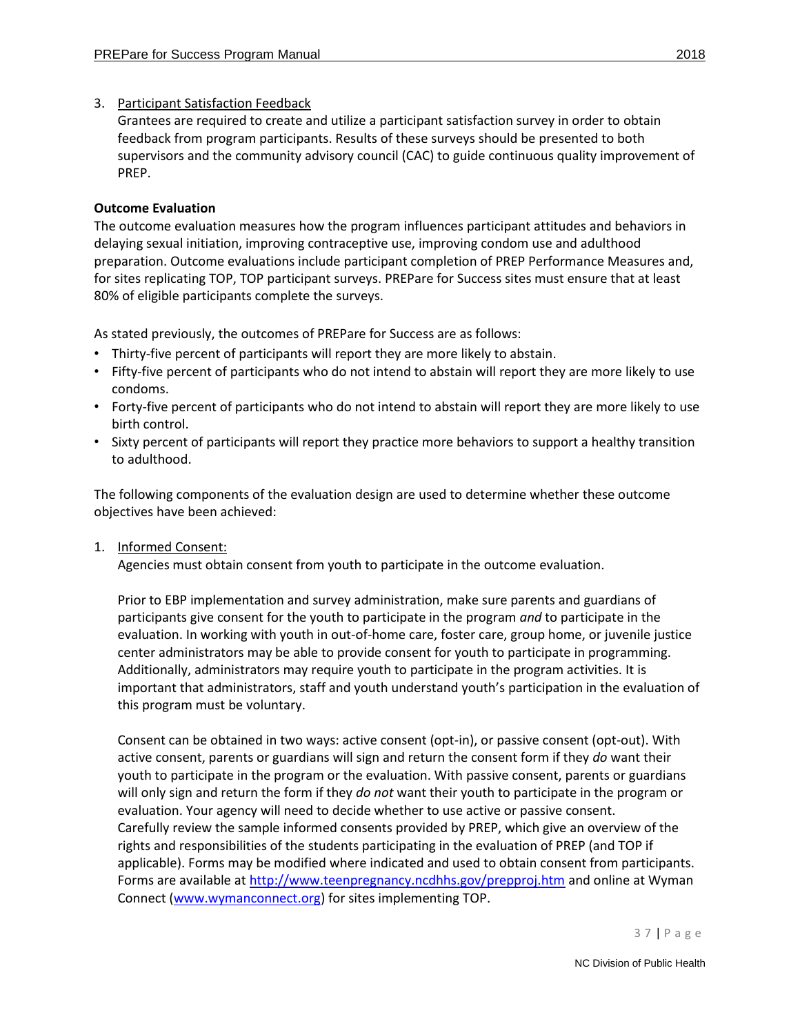3. Participant Satisfaction Feedback

   Grantees are required to create and utilize a participant satisfaction survey in order to obtain feedback from program participants. Results of these surveys should be presented to both supervisors and the community advisory council (CAC) to guide continuous quality improvement of PREP.

**Outcome Evaluation**

The outcome evaluation measures how the program influences participant attitudes and behaviors in delaying sexual initiation, improving contraceptive use, improving condom use and adulthood preparation. Outcome evaluations include participant completion of PREP Performance Measures and, for sites replicating TOP, TOP participant surveys. PREPare for Success sites must ensure that at least 80% of eligible participants complete the surveys.

As stated previously, the outcomes of PREPare for Success are as follows:

- Thirty-five percent of participants will report they are more likely to abstain.
- Fifty-five percent of participants who do not intend to abstain will report they are more likely to use condoms.
- Forty-five percent of participants who do not intend to abstain will report they are more likely to use birth control.
- Sixty percent of participants will report they practice more behaviors to support a healthy transition to adulthood.

The following components of the evaluation design are used to determine whether these outcome objectives have been achieved:

1. Informed Consent:

   Agencies must obtain consent from youth to participate in the outcome evaluation.

   Prior to EBP implementation and survey administration, make sure parents and guardians of participants give consent for the youth to participate in the program *and* to participate in the evaluation. In working with youth in out-of-home care, foster care, group home, or juvenile justice center administrators may be able to provide consent for youth to participate in programming. Additionally, administrators may require youth to participate in the program activities. It is important that administrators, staff and youth understand youth's participation in the evaluation of this program must be voluntary.

   Consent can be obtained in two ways: active consent (opt-in), or passive consent (opt-out). With active consent, parents or guardians will sign and return the consent form if they *do* want their youth to participate in the program or the evaluation. With passive consent, parents or guardians will only sign and return the form if they *do not* want their youth to participate in the program or evaluation. Your agency will need to decide whether to use active or passive consent. Carefully review the sample informed consents provided by PREP, which give an overview of the rights and responsibilities of the students participating in the evaluation of PREP (and TOP if applicable). Forms may be modified where indicated and used to obtain consent from participants. Forms are available at http://www.teenpregnancy.ncdhhs.gov/prepproj.htm and online at Wyman Connect (www.wymanconnect.org) for sites implementing TOP.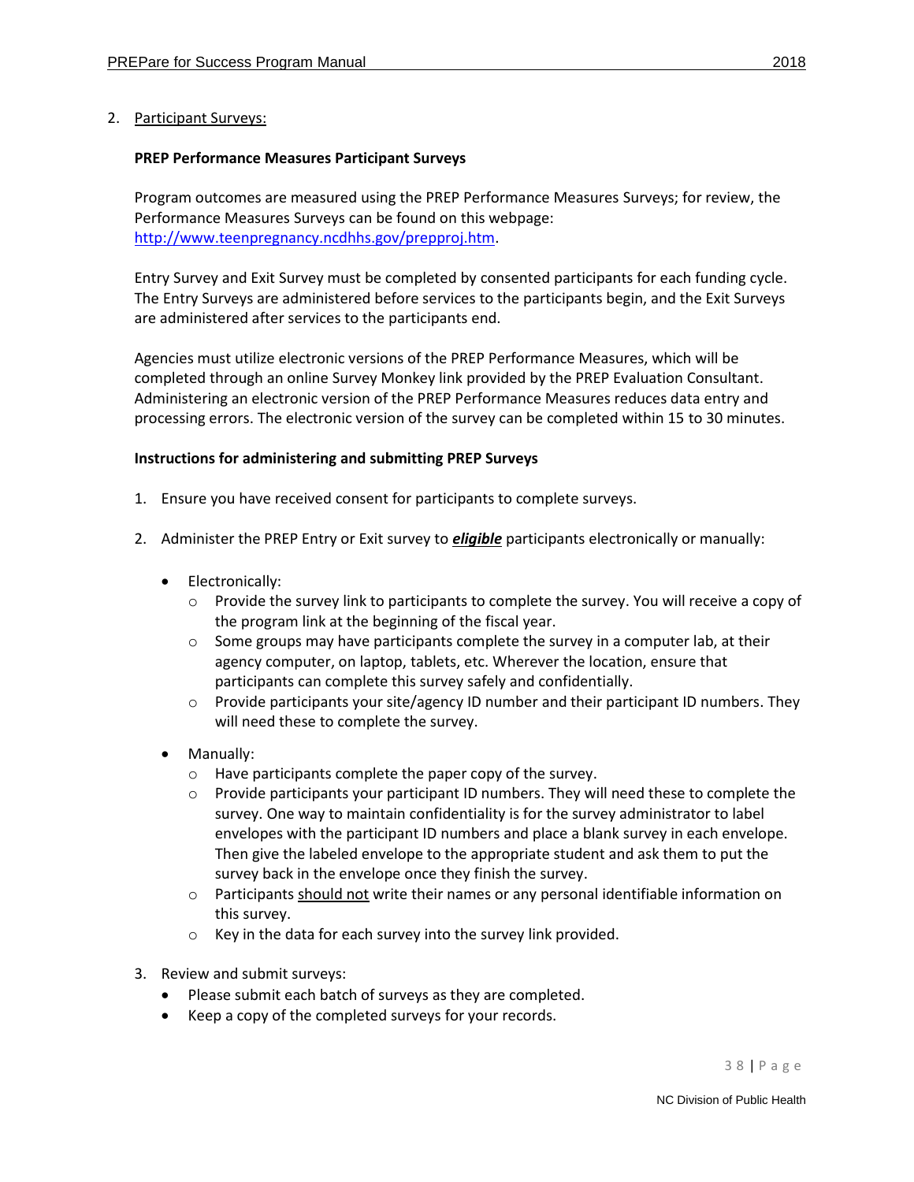2. Participant Surveys:

**PREP Performance Measures Participant Surveys**

Program outcomes are measured using the PREP Performance Measures Surveys; for review, the Performance Measures Surveys can be found on this webpage: [http://www.teenpregnancy.ncdhhs.gov/prepproj.htm](http://www.teenpregnancy.ncdhhs.gov/prepproj.htm).

Entry Survey and Exit Survey must be completed by consented participants for each funding cycle. The Entry Surveys are administered before services to the participants begin, and the Exit Surveys are administered after services to the participants end.

Agencies must utilize electronic versions of the PREP Performance Measures, which will be completed through an online Survey Monkey link provided by the PREP Evaluation Consultant. Administering an electronic version of the PREP Performance Measures reduces data entry and processing errors. The electronic version of the survey can be completed within 15 to 30 minutes.

**Instructions for administering and submitting PREP Surveys**

1. Ensure you have received consent for participants to complete surveys.
2. Administer the PREP Entry or Exit survey to ***eligible*** participants electronically or manually:
   - Electronically:
     - Provide the survey link to participants to complete the survey. You will receive a copy of the program link at the beginning of the fiscal year.
     - Some groups may have participants complete the survey in a computer lab, at their agency computer, on laptop, tablets, etc. Wherever the location, ensure that participants can complete this survey safely and confidentially.
     - Provide participants your site/agency ID number and their participant ID numbers. They will need these to complete the survey.
   - Manually:
     - Have participants complete the paper copy of the survey.
     - Provide participants your participant ID numbers. They will need these to complete the survey. One way to maintain confidentiality is for the survey administrator to label envelopes with the participant ID numbers and place a blank survey in each envelope. Then give the labeled envelope to the appropriate student and ask them to put the survey back in the envelope once they finish the survey.
     - Participants should not write their names or any personal identifiable information on this survey.
     - Key in the data for each survey into the survey link provided.
3. Review and submit surveys:
   - Please submit each batch of surveys as they are completed.
   - Keep a copy of the completed surveys for your records.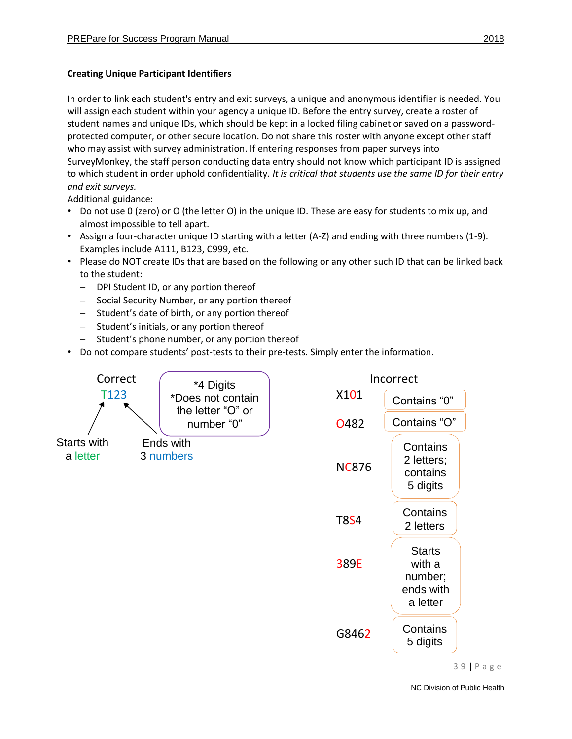### Creating Unique Participant Identifiers

In order to link each student's entry and exit surveys, a unique and anonymous identifier is needed. You will assign each student within your agency a unique ID. Before the entry survey, create a roster of student names and unique IDs, which should be kept in a locked filing cabinet or saved on a password-protected computer, or other secure location. Do not share this roster with anyone except other staff who may assist with survey administration. If entering responses from paper surveys into SurveyMonkey, the staff person conducting data entry should not know which participant ID is assigned to which student in order uphold confidentiality. *It is critical that students use the same ID for their entry and exit surveys.*

Additional guidance:

- Do not use 0 (zero) or O (the letter O) in the unique ID. These are easy for students to mix up, and almost impossible to tell apart.
- Assign a four-character unique ID starting with a letter (A-Z) and ending with three numbers (1-9). Examples include A111, B123, C999, etc.
- Please do NOT create IDs that are based on the following or any other such ID that can be linked back to the student:
  - DPI Student ID, or any portion thereof
  - Social Security Number, or any portion thereof
  - Student's date of birth, or any portion thereof
  - Student's initials, or any portion thereof
  - Student's phone number, or any portion thereof
- Do not compare students' post-tests to their pre-tests. Simply enter the information.

**Correct**

T123

- Starts with a letter
- Ends with 3 numbers
- *4 Digits
- *Does not contain the letter "O" or number "0"

**Incorrect**

| ID | Reason |
|---|---|
| X101 | Contains "0" |
| O482 | Contains "O" |
| NC876 | Contains 2 letters; contains 5 digits |
| T8S4 | Contains 2 letters |
| 389E | Starts with a number; ends with a letter |
| G8462 | Contains 5 digits |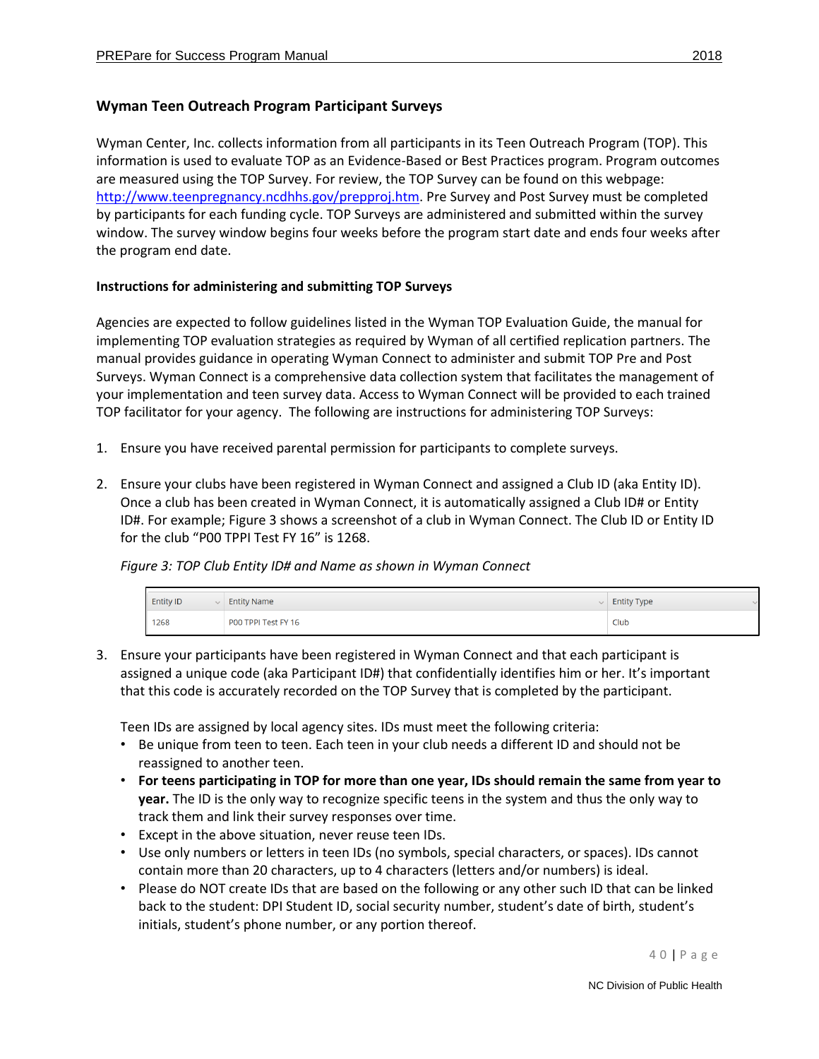## Wyman Teen Outreach Program Participant Surveys

Wyman Center, Inc. collects information from all participants in its Teen Outreach Program (TOP). This information is used to evaluate TOP as an Evidence-Based or Best Practices program. Program outcomes are measured using the TOP Survey. For review, the TOP Survey can be found on this webpage: [http://www.teenpregnancy.ncdhhs.gov/prepproj.htm](http://www.teenpregnancy.ncdhhs.gov/prepproj.htm). Pre Survey and Post Survey must be completed by participants for each funding cycle. TOP Surveys are administered and submitted within the survey window. The survey window begins four weeks before the program start date and ends four weeks after the program end date.

### Instructions for administering and submitting TOP Surveys

Agencies are expected to follow guidelines listed in the Wyman TOP Evaluation Guide, the manual for implementing TOP evaluation strategies as required by Wyman of all certified replication partners. The manual provides guidance in operating Wyman Connect to administer and submit TOP Pre and Post Surveys. Wyman Connect is a comprehensive data collection system that facilitates the management of your implementation and teen survey data. Access to Wyman Connect will be provided to each trained TOP facilitator for your agency. The following are instructions for administering TOP Surveys:

1. Ensure you have received parental permission for participants to complete surveys.

2. Ensure your clubs have been registered in Wyman Connect and assigned a Club ID (aka Entity ID). Once a club has been created in Wyman Connect, it is automatically assigned a Club ID# or Entity ID#. For example; Figure 3 shows a screenshot of a club in Wyman Connect. The Club ID or Entity ID for the club "P00 TPPI Test FY 16" is 1268.

   *Figure 3: TOP Club Entity ID# and Name as shown in Wyman Connect*

   | Entity ID | Entity Name | Entity Type |
   |---|---|---|
   | 1268 | P00 TPPI Test FY 16 | Club |

3. Ensure your participants have been registered in Wyman Connect and that each participant is assigned a unique code (aka Participant ID#) that confidentially identifies him or her. It's important that this code is accurately recorded on the TOP Survey that is completed by the participant.

   Teen IDs are assigned by local agency sites. IDs must meet the following criteria:
   - Be unique from teen to teen. Each teen in your club needs a different ID and should not be reassigned to another teen.
   - **For teens participating in TOP for more than one year, IDs should remain the same from year to year.** The ID is the only way to recognize specific teens in the system and thus the only way to track them and link their survey responses over time.
   - Except in the above situation, never reuse teen IDs.
   - Use only numbers or letters in teen IDs (no symbols, special characters, or spaces). IDs cannot contain more than 20 characters, up to 4 characters (letters and/or numbers) is ideal.
   - Please do NOT create IDs that are based on the following or any other such ID that can be linked back to the student: DPI Student ID, social security number, student's date of birth, student's initials, student's phone number, or any portion thereof.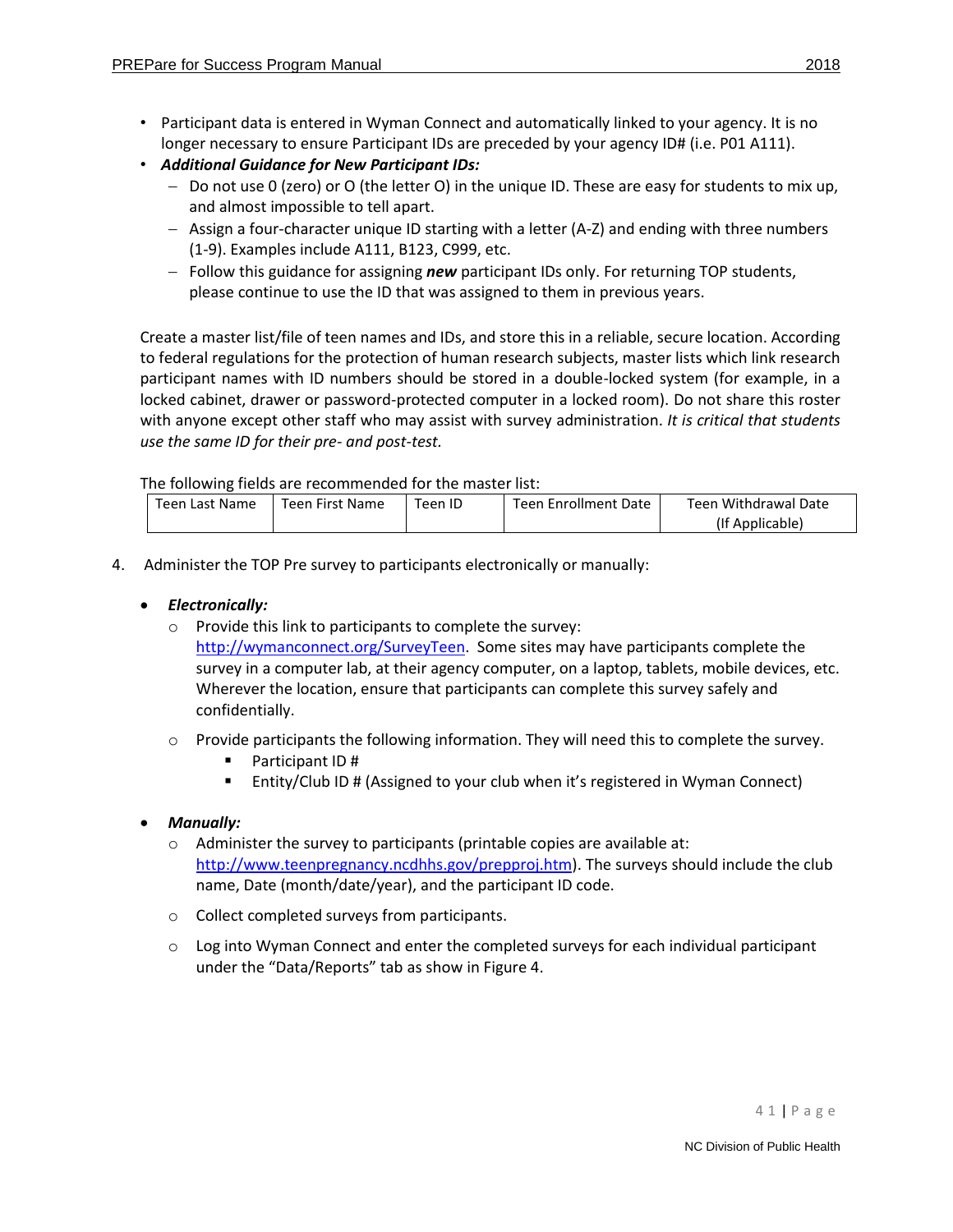- Participant data is entered in Wyman Connect and automatically linked to your agency. It is no longer necessary to ensure Participant IDs are preceded by your agency ID# (i.e. P01 A111).
- ***Additional Guidance for New Participant IDs:***
  - Do not use 0 (zero) or O (the letter O) in the unique ID. These are easy for students to mix up, and almost impossible to tell apart.
  - Assign a four-character unique ID starting with a letter (A-Z) and ending with three numbers (1-9). Examples include A111, B123, C999, etc.
  - Follow this guidance for assigning ***new*** participant IDs only. For returning TOP students, please continue to use the ID that was assigned to them in previous years.

Create a master list/file of teen names and IDs, and store this in a reliable, secure location. According to federal regulations for the protection of human research subjects, master lists which link research participant names with ID numbers should be stored in a double-locked system (for example, in a locked cabinet, drawer or password-protected computer in a locked room). Do not share this roster with anyone except other staff who may assist with survey administration. *It is critical that students use the same ID for their pre- and post-test.*

The following fields are recommended for the master list:

| Teen Last Name | Teen First Name | Teen ID | Teen Enrollment Date | Teen Withdrawal Date (If Applicable) |
|---|---|---|---|---|

4. Administer the TOP Pre survey to participants electronically or manually:

- ***Electronically:***
  - Provide this link to participants to complete the survey: http://wymanconnect.org/SurveyTeen. Some sites may have participants complete the survey in a computer lab, at their agency computer, on a laptop, tablets, mobile devices, etc. Wherever the location, ensure that participants can complete this survey safely and confidentially.
  - Provide participants the following information. They will need this to complete the survey.
    - Participant ID #
    - Entity/Club ID # (Assigned to your club when it's registered in Wyman Connect)

- ***Manually:***
  - Administer the survey to participants (printable copies are available at: http://www.teenpregnancy.ncdhhs.gov/prepproj.htm). The surveys should include the club name, Date (month/date/year), and the participant ID code.
  - Collect completed surveys from participants.
  - Log into Wyman Connect and enter the completed surveys for each individual participant under the "Data/Reports" tab as show in Figure 4.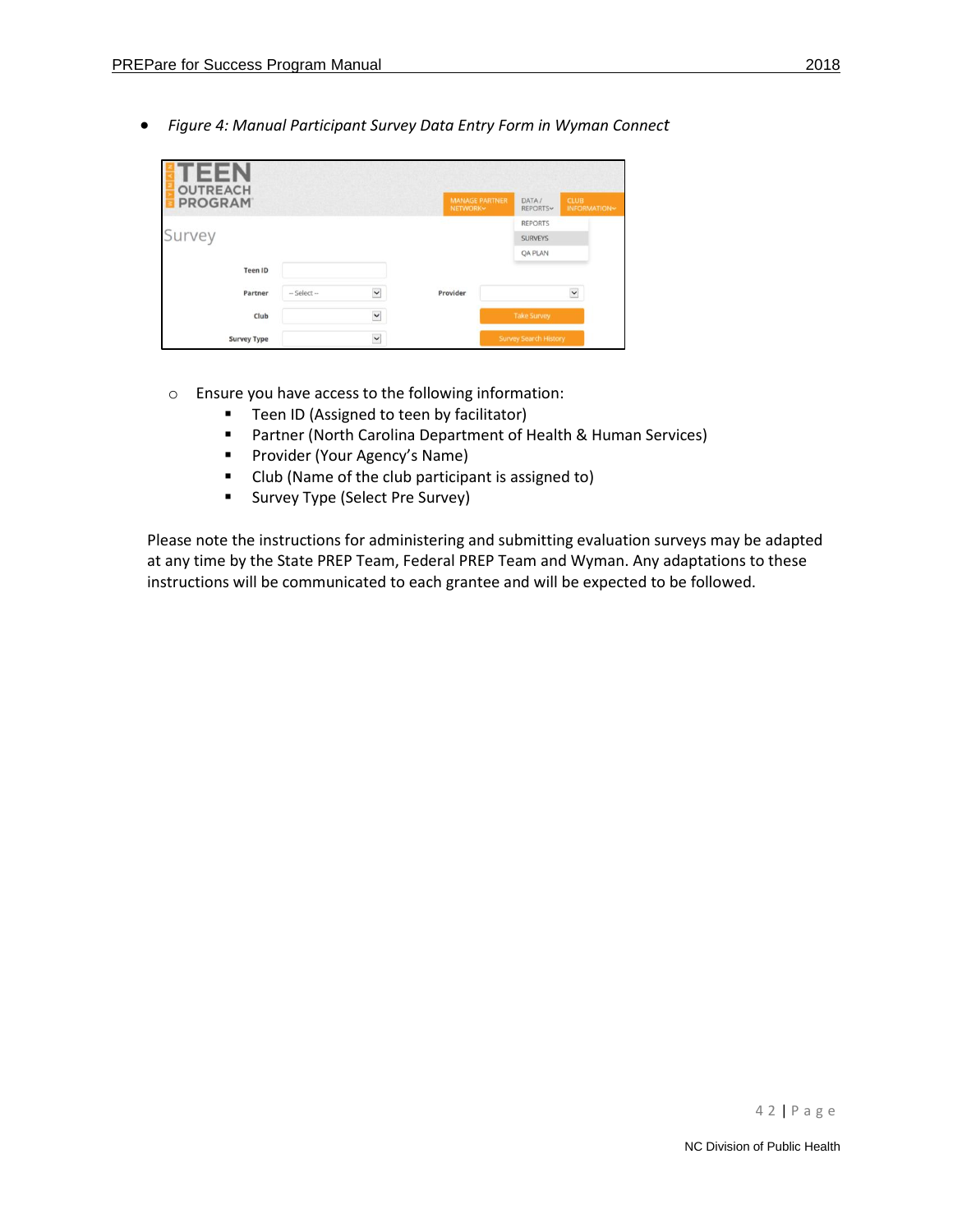- *Figure 4: Manual Participant Survey Data Entry Form in Wyman Connect*

  - Ensure you have access to the following information:
    - Teen ID (Assigned to teen by facilitator)
    - Partner (North Carolina Department of Health & Human Services)
    - Provider (Your Agency's Name)
    - Club (Name of the club participant is assigned to)
    - Survey Type (Select Pre Survey)

Please note the instructions for administering and submitting evaluation surveys may be adapted at any time by the State PREP Team, Federal PREP Team and Wyman. Any adaptations to these instructions will be communicated to each grantee and will be expected to be followed.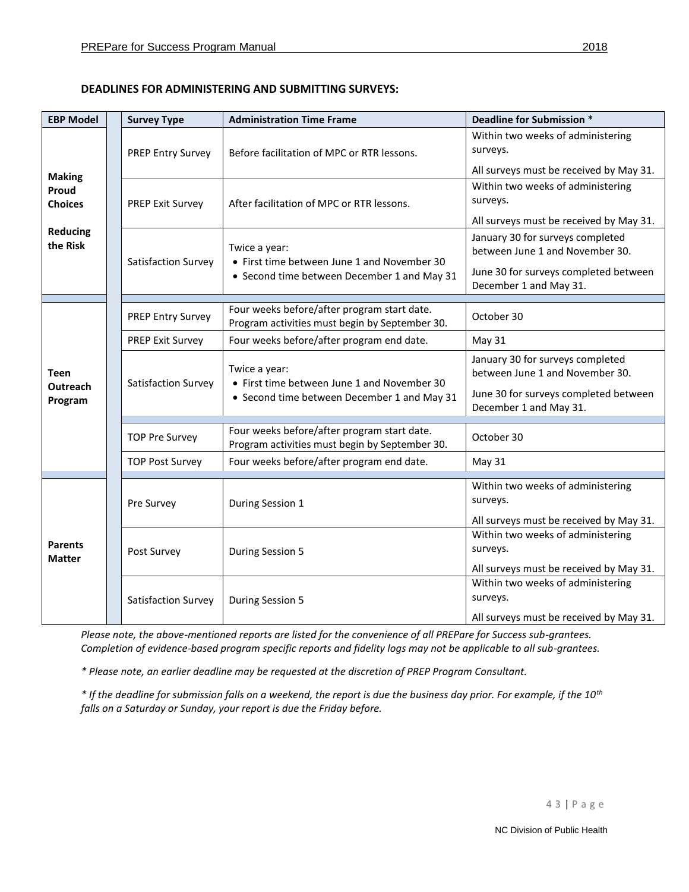**DEADLINES FOR ADMINISTERING AND SUBMITTING SURVEYS:**

| EBP Model | Survey Type | Administration Time Frame | Deadline for Submission * |
|---|---|---|---|
| **Making Proud Choices** **Reducing the Risk** | PREP Entry Survey | Before facilitation of MPC or RTR lessons. | Within two weeks of administering surveys. All surveys must be received by May 31. |
| | PREP Exit Survey | After facilitation of MPC or RTR lessons. | Within two weeks of administering surveys. All surveys must be received by May 31. |
| | Satisfaction Survey | Twice a year: • First time between June 1 and November 30 • Second time between December 1 and May 31 | January 30 for surveys completed between June 1 and November 30. June 30 for surveys completed between December 1 and May 31. |
| **Teen Outreach Program** | PREP Entry Survey | Four weeks before/after program start date. Program activities must begin by September 30. | October 30 |
| | PREP Exit Survey | Four weeks before/after program end date. | May 31 |
| | Satisfaction Survey | Twice a year: • First time between June 1 and November 30 • Second time between December 1 and May 31 | January 30 for surveys completed between June 1 and November 30. June 30 for surveys completed between December 1 and May 31. |
| | TOP Pre Survey | Four weeks before/after program start date. Program activities must begin by September 30. | October 30 |
| | TOP Post Survey | Four weeks before/after program end date. | May 31 |
| **Parents Matter** | Pre Survey | During Session 1 | Within two weeks of administering surveys. All surveys must be received by May 31. |
| | Post Survey | During Session 5 | Within two weeks of administering surveys. All surveys must be received by May 31. |
| | Satisfaction Survey | During Session 5 | Within two weeks of administering surveys. All surveys must be received by May 31. |

*Please note, the above-mentioned reports are listed for the convenience of all PREPare for Success sub-grantees. Completion of evidence-based program specific reports and fidelity logs may not be applicable to all sub-grantees.*

*\* Please note, an earlier deadline may be requested at the discretion of PREP Program Consultant.*

*\* If the deadline for submission falls on a weekend, the report is due the business day prior. For example, if the 10th falls on a Saturday or Sunday, your report is due the Friday before.*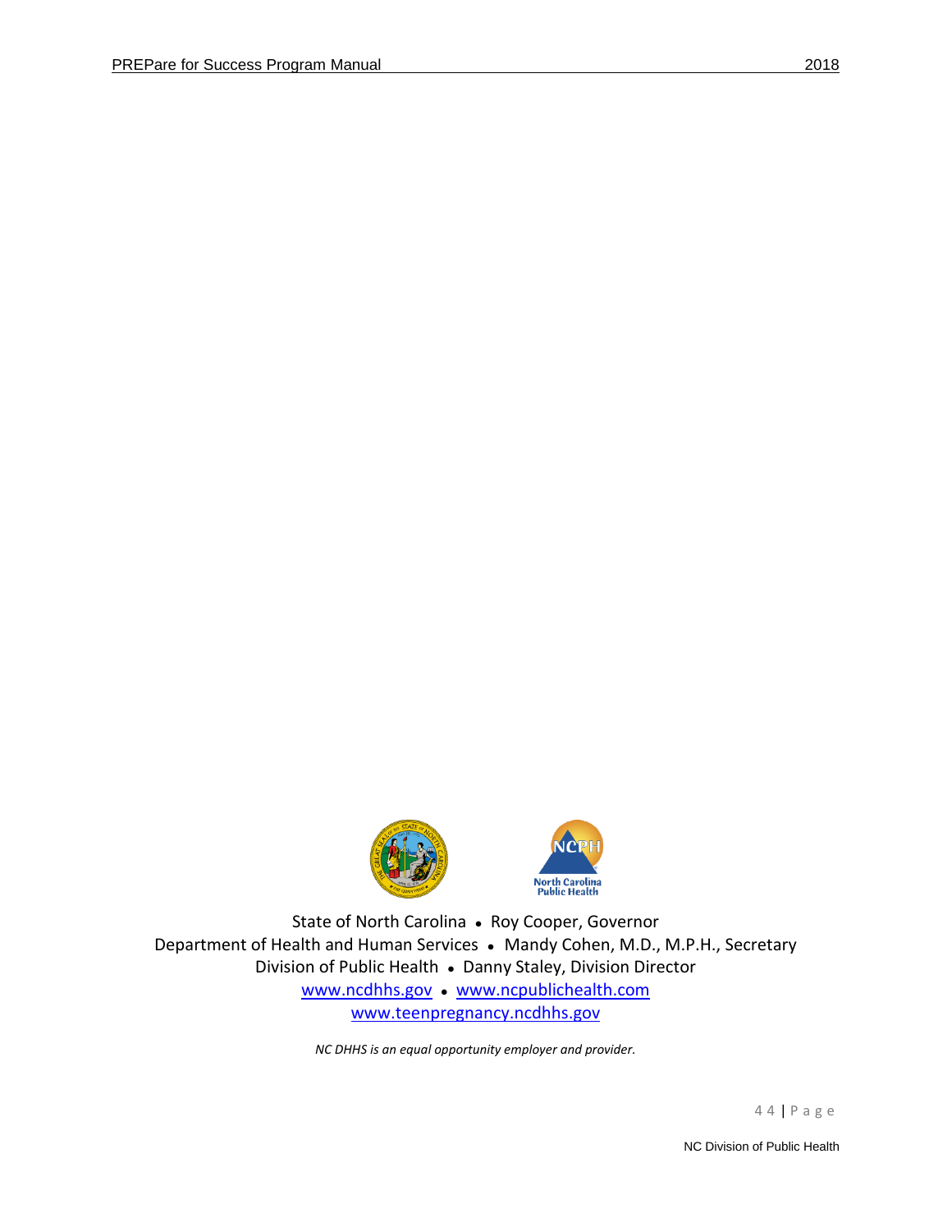State of North Carolina • Roy Cooper, Governor

Department of Health and Human Services • Mandy Cohen, M.D., M.P.H., Secretary

Division of Public Health • Danny Staley, Division Director

www.ncdhhs.gov • www.ncpublichealth.com

www.teenpregnancy.ncdhhs.gov

*NC DHHS is an equal opportunity employer and provider.*